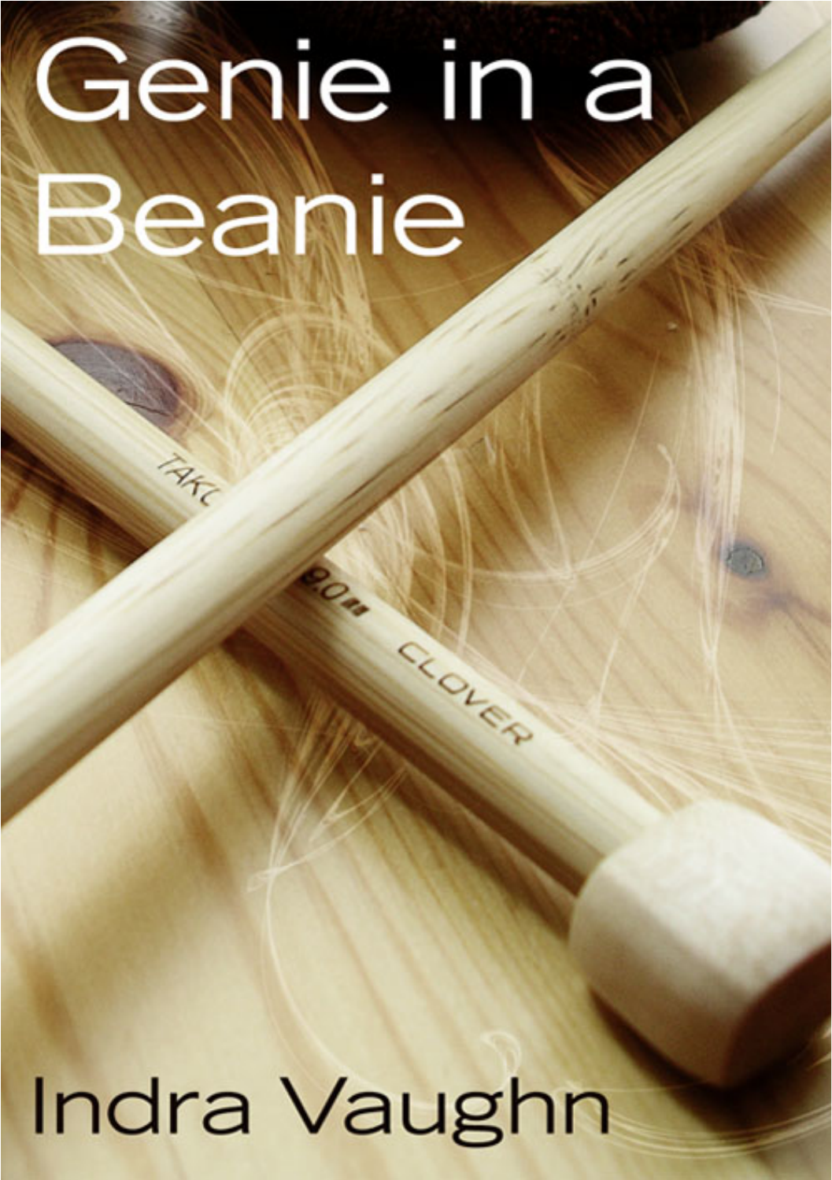# Genie in a Beanie

Indra Vaughn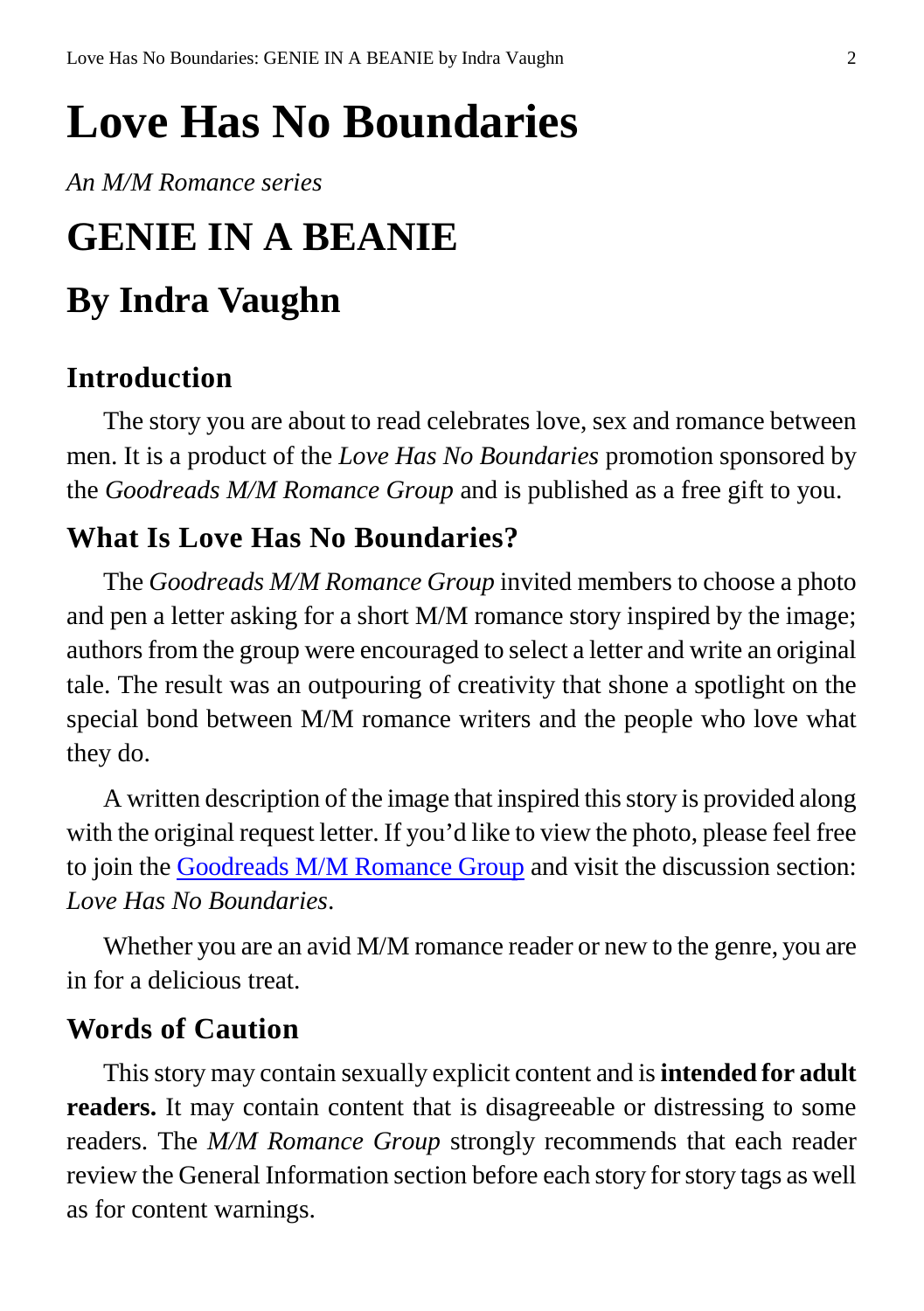# Love Has No Boundaries

*An M/M Romance series*

# GENIE IN A BEANIE

# By Indra Vaughn

## Introduction

The story you are about to read celebrates love, sex and romance between men. It is a product of the *Love Has No Boundaries* promotion sponsored by the *Goodreads M/M Romance Group* and is published as a free gift to you.

## What Is Love Has No Boundaries?

The *Goodreads M/M Romance Group* invited members to choose a photo and pen a letter asking for a short M/M romance story inspired by the image; authors from the group were encouraged to select a letter and write an original tale. The result was an outpouring of creativity that shone a spotlight on the special bond between M/M romance writers and the people who love what they do.

A written description of the image that inspired this story is provided along with the original request letter. If you'd like to view the photo, please feel free to join the Goodreads M/M Romance Group and visit the discussion section: *Love Has No Boundaries*.

Whether you are an avid M/M romance reader or new to the genre, you are in for a delicious treat.

## Words of Caution

This story may contain sexually explicit content and is **intended for adult readers.** It may contain content that is disagreeable or distressing to some readers. The *M/M Romance Group* strongly recommends that each reader review the General Information section before each story for story tags as well as for content warnings.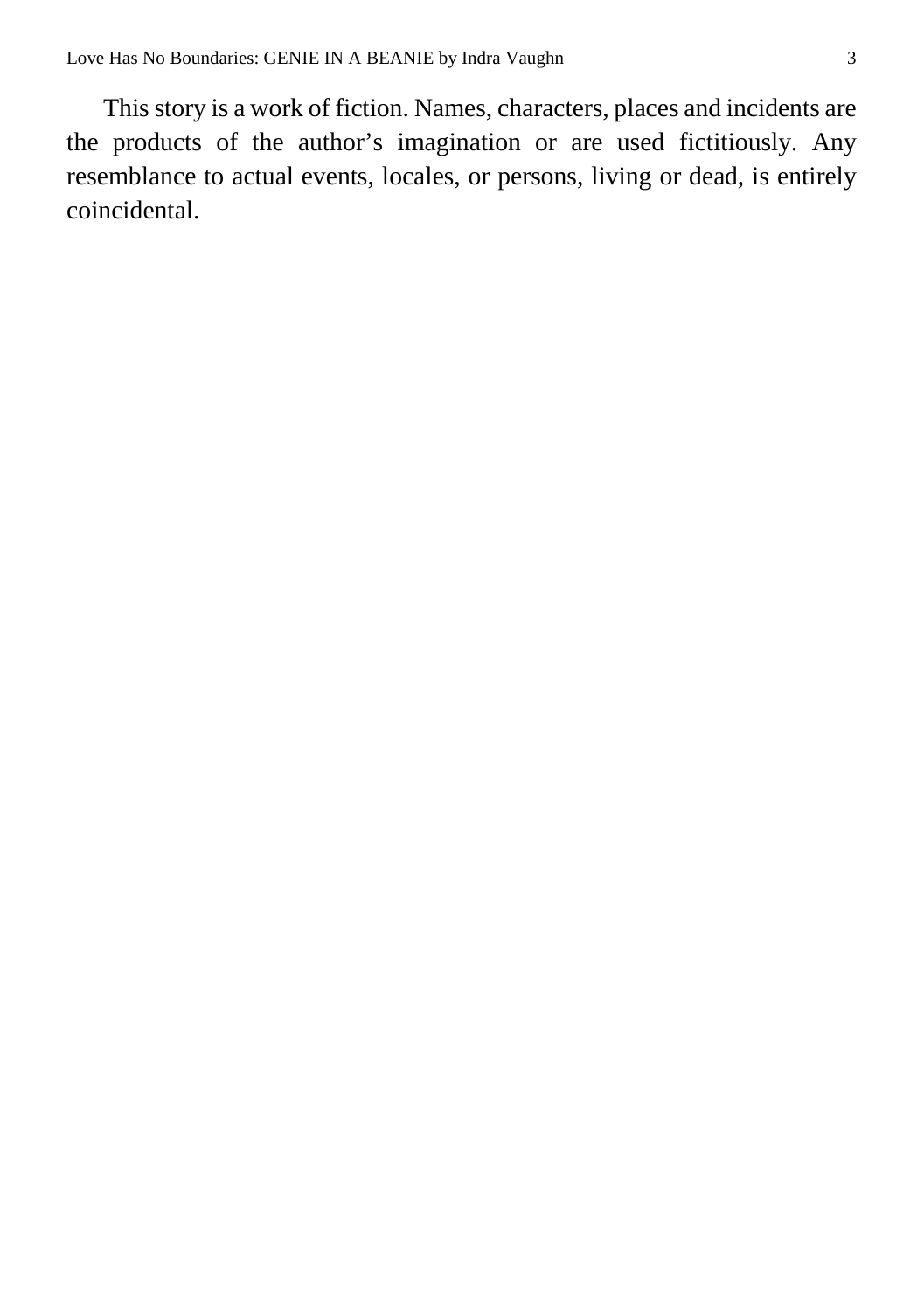This story is a work of fiction. Names, characters, places and incidents are the products of the author's imagination or are used fictitiously. Any resemblance to actual events, locales, or persons, living or dead, is entirely coincidental.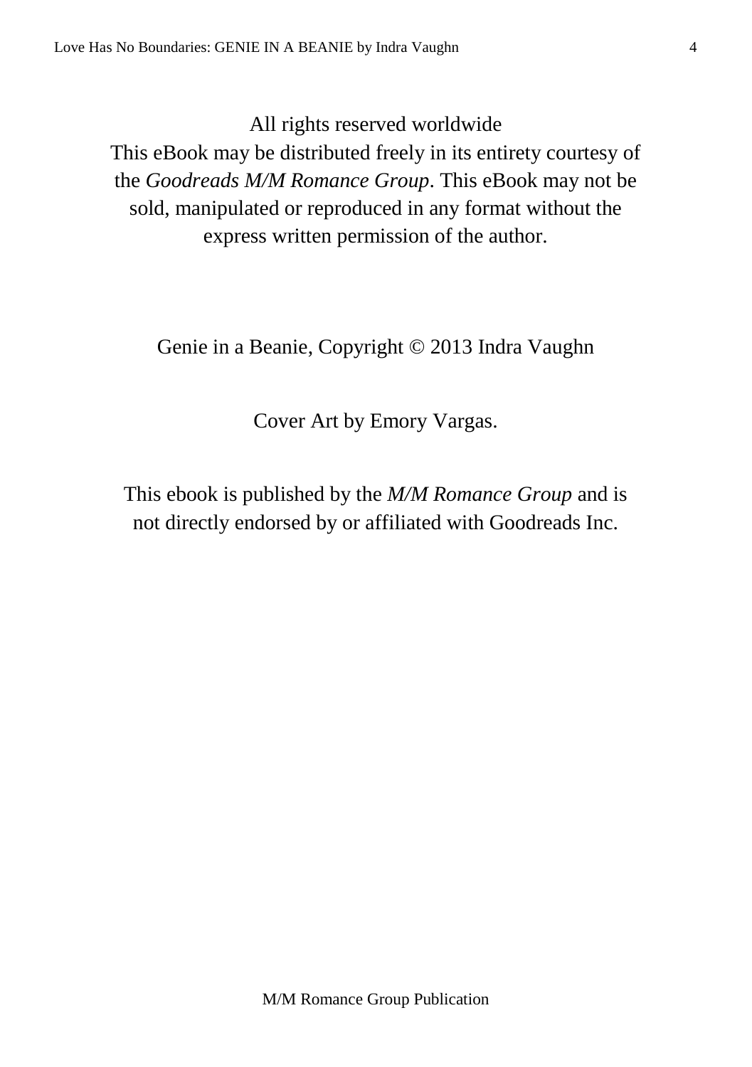All rights reserved worldwide
This eBook may be distributed freely in its entirety courtesy of the *Goodreads M/M Romance Group*. This eBook may not be sold, manipulated or reproduced in any format without the express written permission of the author.

Genie in a Beanie, Copyright © 2013 Indra Vaughn

Cover Art by Emory Vargas.

This ebook is published by the *M/M Romance Group* and is not directly endorsed by or affiliated with Goodreads Inc.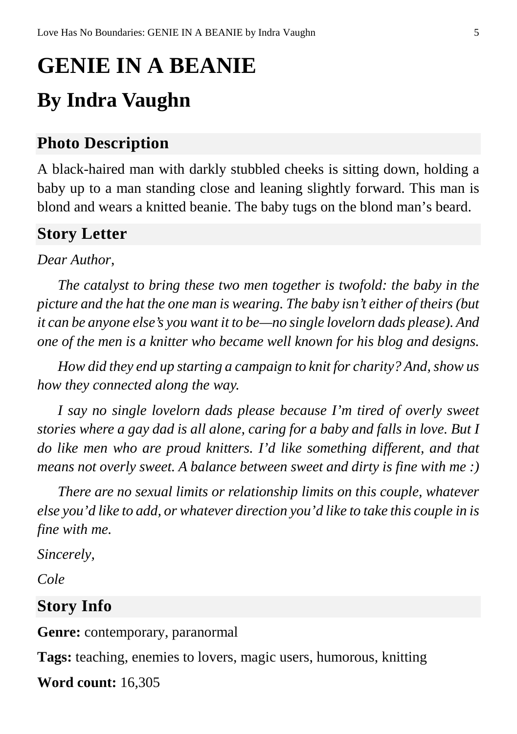# GENIE IN A BEANIE

## By Indra Vaughn

### Photo Description

A black-haired man with darkly stubbled cheeks is sitting down, holding a baby up to a man standing close and leaning slightly forward. This man is blond and wears a knitted beanie. The baby tugs on the blond man's beard.

### Story Letter

*Dear Author,*

*The catalyst to bring these two men together is twofold: the baby in the picture and the hat the one man is wearing. The baby isn't either of theirs (but it can be anyone else's you want it to be—no single lovelorn dads please). And one of the men is a knitter who became well known for his blog and designs.*

*How did they end up starting a campaign to knit for charity? And, show us how they connected along the way.*

*I say no single lovelorn dads please because I'm tired of overly sweet stories where a gay dad is all alone, caring for a baby and falls in love. But I do like men who are proud knitters. I'd like something different, and that means not overly sweet. A balance between sweet and dirty is fine with me :)*

*There are no sexual limits or relationship limits on this couple, whatever else you'd like to add, or whatever direction you'd like to take this couple in is fine with me.*

*Sincerely,*

*Cole*

### Story Info

**Genre:** contemporary, paranormal

**Tags:** teaching, enemies to lovers, magic users, humorous, knitting

**Word count:** 16,305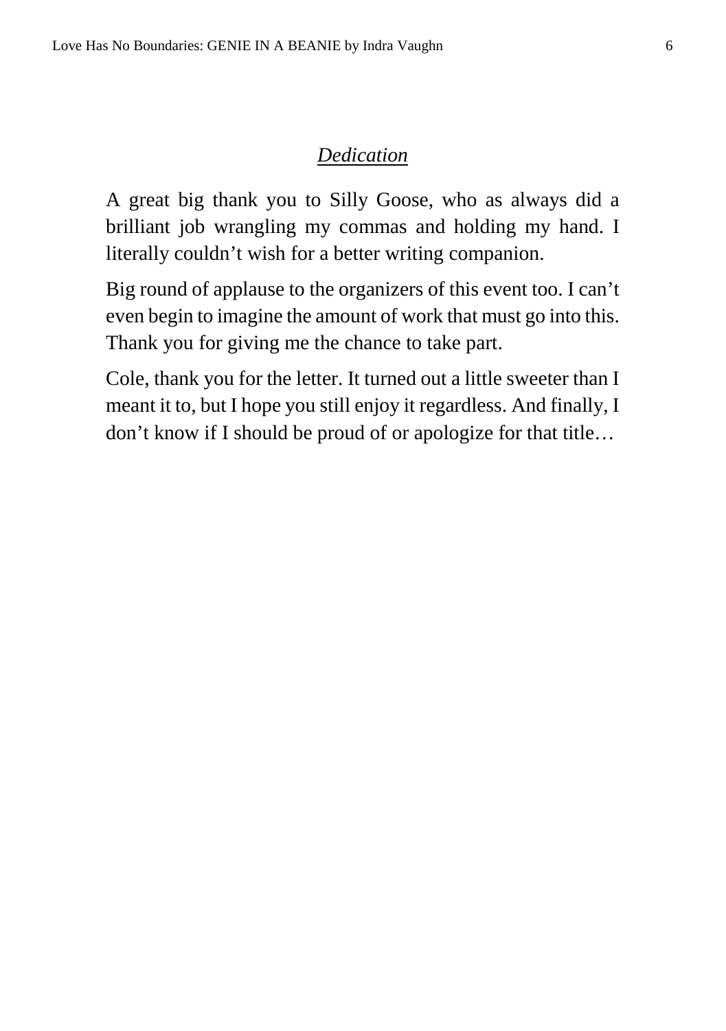## *Dedication*

A great big thank you to Silly Goose, who as always did a brilliant job wrangling my commas and holding my hand. I literally couldn't wish for a better writing companion.

Big round of applause to the organizers of this event too. I can't even begin to imagine the amount of work that must go into this. Thank you for giving me the chance to take part.

Cole, thank you for the letter. It turned out a little sweeter than I meant it to, but I hope you still enjoy it regardless. And finally, I don't know if I should be proud of or apologize for that title…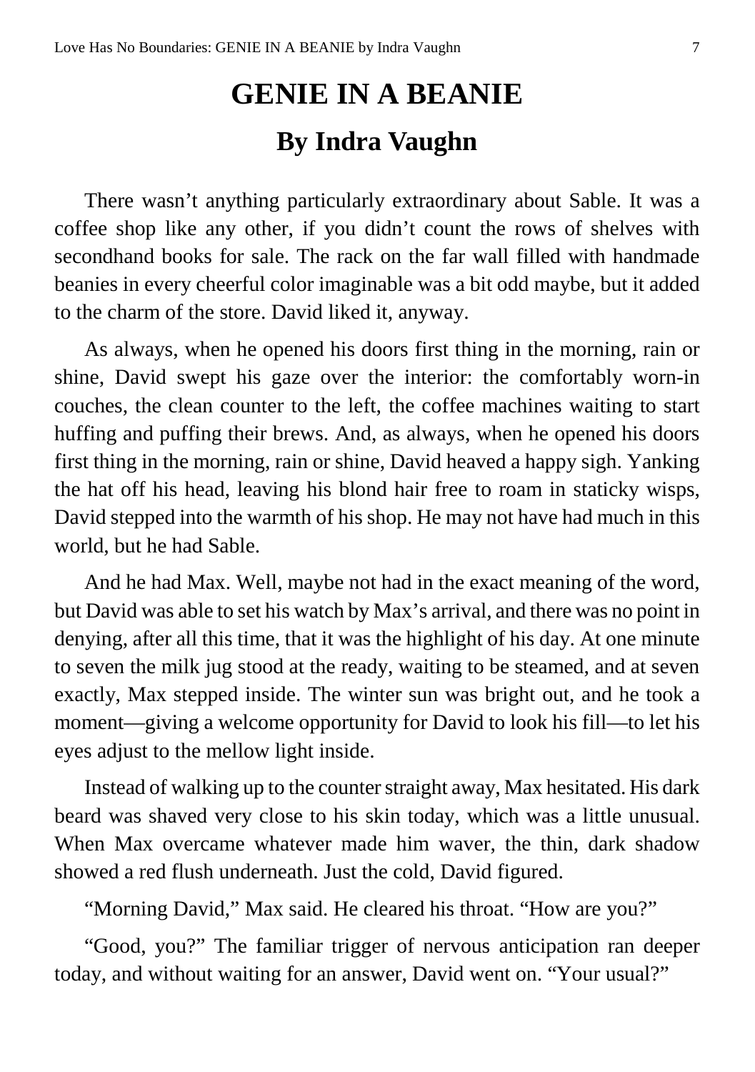# GENIE IN A BEANIE

## By Indra Vaughn

There wasn't anything particularly extraordinary about Sable. It was a coffee shop like any other, if you didn't count the rows of shelves with secondhand books for sale. The rack on the far wall filled with handmade beanies in every cheerful color imaginable was a bit odd maybe, but it added to the charm of the store. David liked it, anyway.

As always, when he opened his doors first thing in the morning, rain or shine, David swept his gaze over the interior: the comfortably worn-in couches, the clean counter to the left, the coffee machines waiting to start huffing and puffing their brews. And, as always, when he opened his doors first thing in the morning, rain or shine, David heaved a happy sigh. Yanking the hat off his head, leaving his blond hair free to roam in staticky wisps, David stepped into the warmth of his shop. He may not have had much in this world, but he had Sable.

And he had Max. Well, maybe not had in the exact meaning of the word, but David was able to set his watch by Max's arrival, and there was no point in denying, after all this time, that it was the highlight of his day. At one minute to seven the milk jug stood at the ready, waiting to be steamed, and at seven exactly, Max stepped inside. The winter sun was bright out, and he took a moment—giving a welcome opportunity for David to look his fill—to let his eyes adjust to the mellow light inside.

Instead of walking up to the counter straight away, Max hesitated. His dark beard was shaved very close to his skin today, which was a little unusual. When Max overcame whatever made him waver, the thin, dark shadow showed a red flush underneath. Just the cold, David figured.

"Morning David," Max said. He cleared his throat. "How are you?"

"Good, you?" The familiar trigger of nervous anticipation ran deeper today, and without waiting for an answer, David went on. "Your usual?"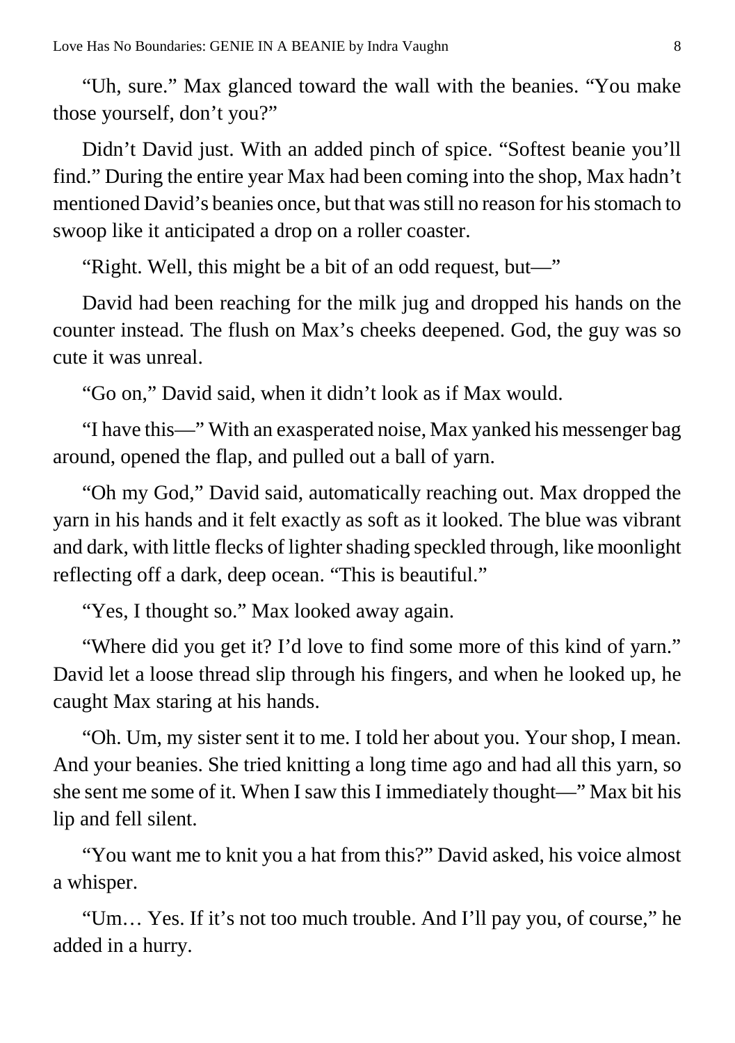"Uh, sure." Max glanced toward the wall with the beanies. "You make those yourself, don't you?"

Didn't David just. With an added pinch of spice. "Softest beanie you'll find." During the entire year Max had been coming into the shop, Max hadn't mentioned David's beanies once, but that was still no reason for his stomach to swoop like it anticipated a drop on a roller coaster.

"Right. Well, this might be a bit of an odd request, but—"

David had been reaching for the milk jug and dropped his hands on the counter instead. The flush on Max's cheeks deepened. God, the guy was so cute it was unreal.

"Go on," David said, when it didn't look as if Max would.

"I have this—" With an exasperated noise, Max yanked his messenger bag around, opened the flap, and pulled out a ball of yarn.

"Oh my God," David said, automatically reaching out. Max dropped the yarn in his hands and it felt exactly as soft as it looked. The blue was vibrant and dark, with little flecks of lighter shading speckled through, like moonlight reflecting off a dark, deep ocean. "This is beautiful."

"Yes, I thought so." Max looked away again.

"Where did you get it? I'd love to find some more of this kind of yarn." David let a loose thread slip through his fingers, and when he looked up, he caught Max staring at his hands.

"Oh. Um, my sister sent it to me. I told her about you. Your shop, I mean. And your beanies. She tried knitting a long time ago and had all this yarn, so she sent me some of it. When I saw this I immediately thought—" Max bit his lip and fell silent.

"You want me to knit you a hat from this?" David asked, his voice almost a whisper.

"Um… Yes. If it's not too much trouble. And I'll pay you, of course," he added in a hurry.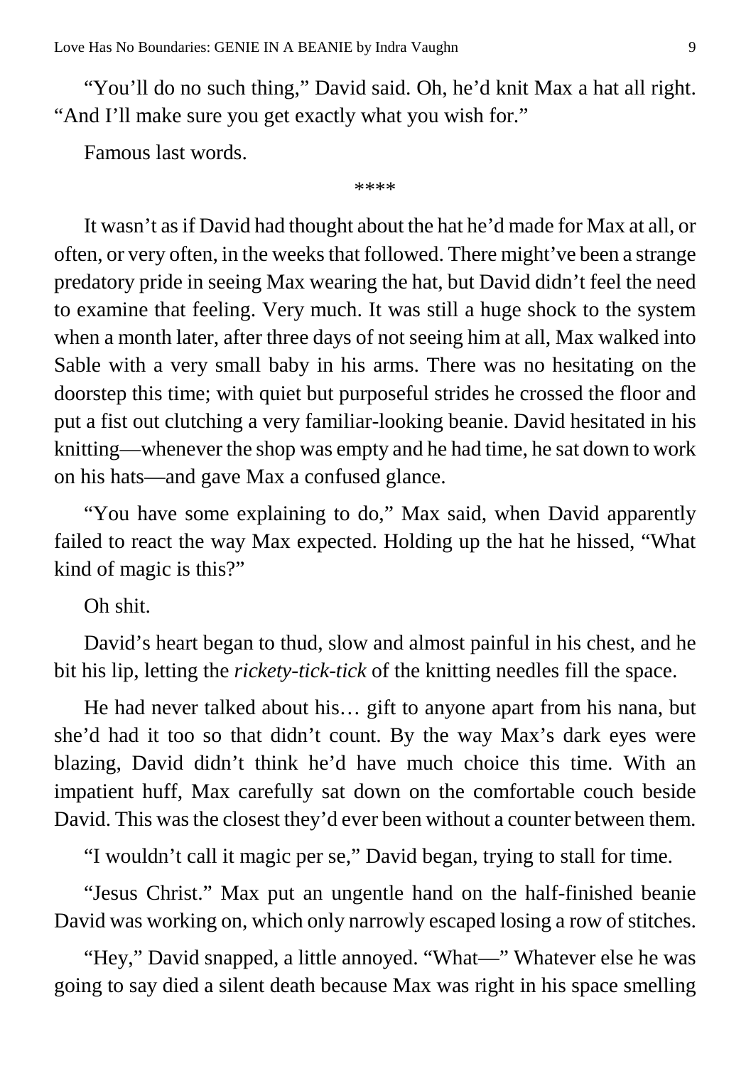"You'll do no such thing," David said. Oh, he'd knit Max a hat all right. "And I'll make sure you get exactly what you wish for."

Famous last words.

****

It wasn't as if David had thought about the hat he'd made for Max at all, or often, or very often, in the weeks that followed. There might've been a strange predatory pride in seeing Max wearing the hat, but David didn't feel the need to examine that feeling. Very much. It was still a huge shock to the system when a month later, after three days of not seeing him at all, Max walked into Sable with a very small baby in his arms. There was no hesitating on the doorstep this time; with quiet but purposeful strides he crossed the floor and put a fist out clutching a very familiar-looking beanie. David hesitated in his knitting—whenever the shop was empty and he had time, he sat down to work on his hats—and gave Max a confused glance.

"You have some explaining to do," Max said, when David apparently failed to react the way Max expected. Holding up the hat he hissed, "What kind of magic is this?"

Oh shit.

David's heart began to thud, slow and almost painful in his chest, and he bit his lip, letting the *rickety-tick-tick* of the knitting needles fill the space.

He had never talked about his… gift to anyone apart from his nana, but she'd had it too so that didn't count. By the way Max's dark eyes were blazing, David didn't think he'd have much choice this time. With an impatient huff, Max carefully sat down on the comfortable couch beside David. This was the closest they'd ever been without a counter between them.

"I wouldn't call it magic per se," David began, trying to stall for time.

"Jesus Christ." Max put an ungentle hand on the half-finished beanie David was working on, which only narrowly escaped losing a row of stitches.

"Hey," David snapped, a little annoyed. "What—" Whatever else he was going to say died a silent death because Max was right in his space smelling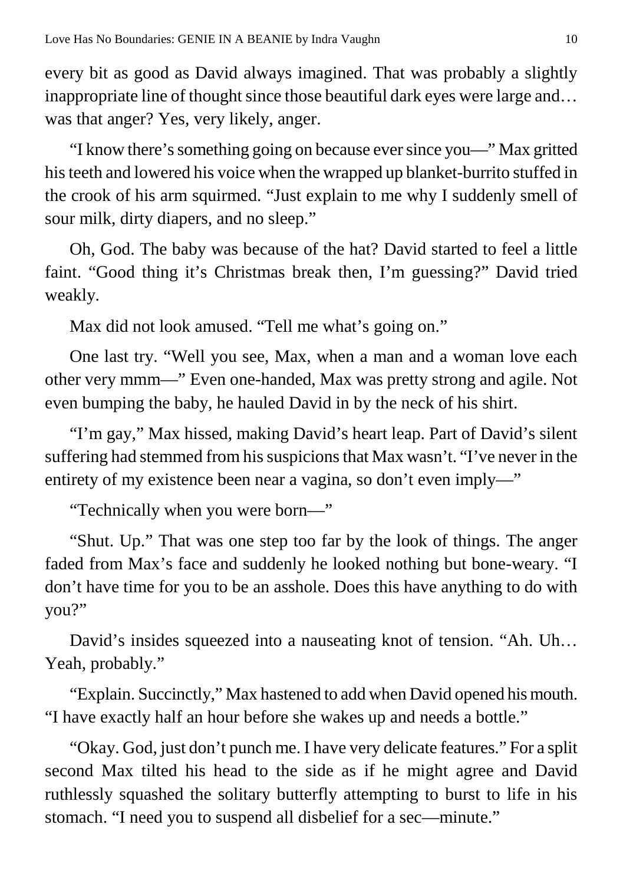every bit as good as David always imagined. That was probably a slightly inappropriate line of thought since those beautiful dark eyes were large and… was that anger? Yes, very likely, anger.

"I know there's something going on because ever since you—" Max gritted his teeth and lowered his voice when the wrapped up blanket-burrito stuffed in the crook of his arm squirmed. "Just explain to me why I suddenly smell of sour milk, dirty diapers, and no sleep."

Oh, God. The baby was because of the hat? David started to feel a little faint. "Good thing it's Christmas break then, I'm guessing?" David tried weakly.

Max did not look amused. "Tell me what's going on."

One last try. "Well you see, Max, when a man and a woman love each other very mmm—" Even one-handed, Max was pretty strong and agile. Not even bumping the baby, he hauled David in by the neck of his shirt.

"I'm gay," Max hissed, making David's heart leap. Part of David's silent suffering had stemmed from his suspicions that Max wasn't. "I've never in the entirety of my existence been near a vagina, so don't even imply—"

"Technically when you were born—"

"Shut. Up." That was one step too far by the look of things. The anger faded from Max's face and suddenly he looked nothing but bone-weary. "I don't have time for you to be an asshole. Does this have anything to do with you?"

David's insides squeezed into a nauseating knot of tension. "Ah. Uh… Yeah, probably."

"Explain. Succinctly," Max hastened to add when David opened his mouth. "I have exactly half an hour before she wakes up and needs a bottle."

"Okay. God, just don't punch me. I have very delicate features." For a split second Max tilted his head to the side as if he might agree and David ruthlessly squashed the solitary butterfly attempting to burst to life in his stomach. "I need you to suspend all disbelief for a sec—minute."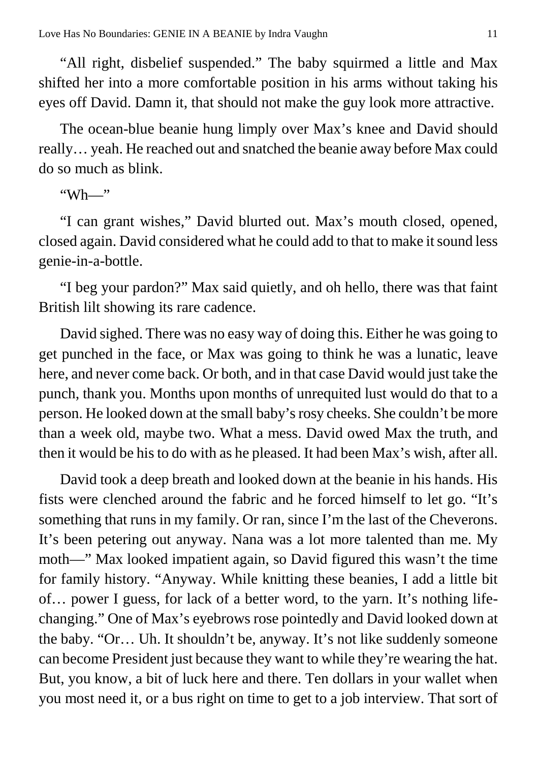"All right, disbelief suspended." The baby squirmed a little and Max shifted her into a more comfortable position in his arms without taking his eyes off David. Damn it, that should not make the guy look more attractive.

The ocean-blue beanie hung limply over Max's knee and David should really… yeah. He reached out and snatched the beanie away before Max could do so much as blink.

"Wh—"

"I can grant wishes," David blurted out. Max's mouth closed, opened, closed again. David considered what he could add to that to make it sound less genie-in-a-bottle.

"I beg your pardon?" Max said quietly, and oh hello, there was that faint British lilt showing its rare cadence.

David sighed. There was no easy way of doing this. Either he was going to get punched in the face, or Max was going to think he was a lunatic, leave here, and never come back. Or both, and in that case David would just take the punch, thank you. Months upon months of unrequited lust would do that to a person. He looked down at the small baby's rosy cheeks. She couldn't be more than a week old, maybe two. What a mess. David owed Max the truth, and then it would be his to do with as he pleased. It had been Max's wish, after all.

David took a deep breath and looked down at the beanie in his hands. His fists were clenched around the fabric and he forced himself to let go. "It's something that runs in my family. Or ran, since I'm the last of the Cheverons. It's been petering out anyway. Nana was a lot more talented than me. My moth—" Max looked impatient again, so David figured this wasn't the time for family history. "Anyway. While knitting these beanies, I add a little bit of… power I guess, for lack of a better word, to the yarn. It's nothing life-changing." One of Max's eyebrows rose pointedly and David looked down at the baby. "Or… Uh. It shouldn't be, anyway. It's not like suddenly someone can become President just because they want to while they're wearing the hat. But, you know, a bit of luck here and there. Ten dollars in your wallet when you most need it, or a bus right on time to get to a job interview. That sort of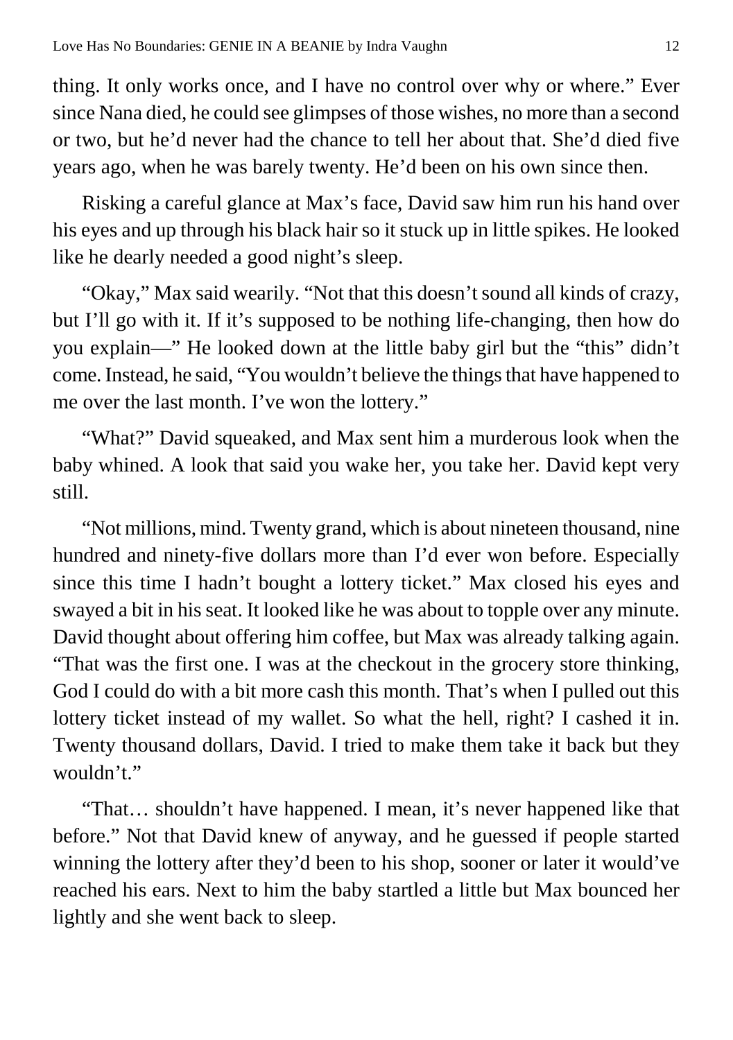thing. It only works once, and I have no control over why or where." Ever since Nana died, he could see glimpses of those wishes, no more than a second or two, but he'd never had the chance to tell her about that. She'd died five years ago, when he was barely twenty. He'd been on his own since then.

Risking a careful glance at Max's face, David saw him run his hand over his eyes and up through his black hair so it stuck up in little spikes. He looked like he dearly needed a good night's sleep.

"Okay," Max said wearily. "Not that this doesn't sound all kinds of crazy, but I'll go with it. If it's supposed to be nothing life-changing, then how do you explain—" He looked down at the little baby girl but the "this" didn't come. Instead, he said, "You wouldn't believe the things that have happened to me over the last month. I've won the lottery."

"What?" David squeaked, and Max sent him a murderous look when the baby whined. A look that said you wake her, you take her. David kept very still.

"Not millions, mind. Twenty grand, which is about nineteen thousand, nine hundred and ninety-five dollars more than I'd ever won before. Especially since this time I hadn't bought a lottery ticket." Max closed his eyes and swayed a bit in his seat. It looked like he was about to topple over any minute. David thought about offering him coffee, but Max was already talking again. "That was the first one. I was at the checkout in the grocery store thinking, God I could do with a bit more cash this month. That's when I pulled out this lottery ticket instead of my wallet. So what the hell, right? I cashed it in. Twenty thousand dollars, David. I tried to make them take it back but they wouldn't."

"That… shouldn't have happened. I mean, it's never happened like that before." Not that David knew of anyway, and he guessed if people started winning the lottery after they'd been to his shop, sooner or later it would've reached his ears. Next to him the baby startled a little but Max bounced her lightly and she went back to sleep.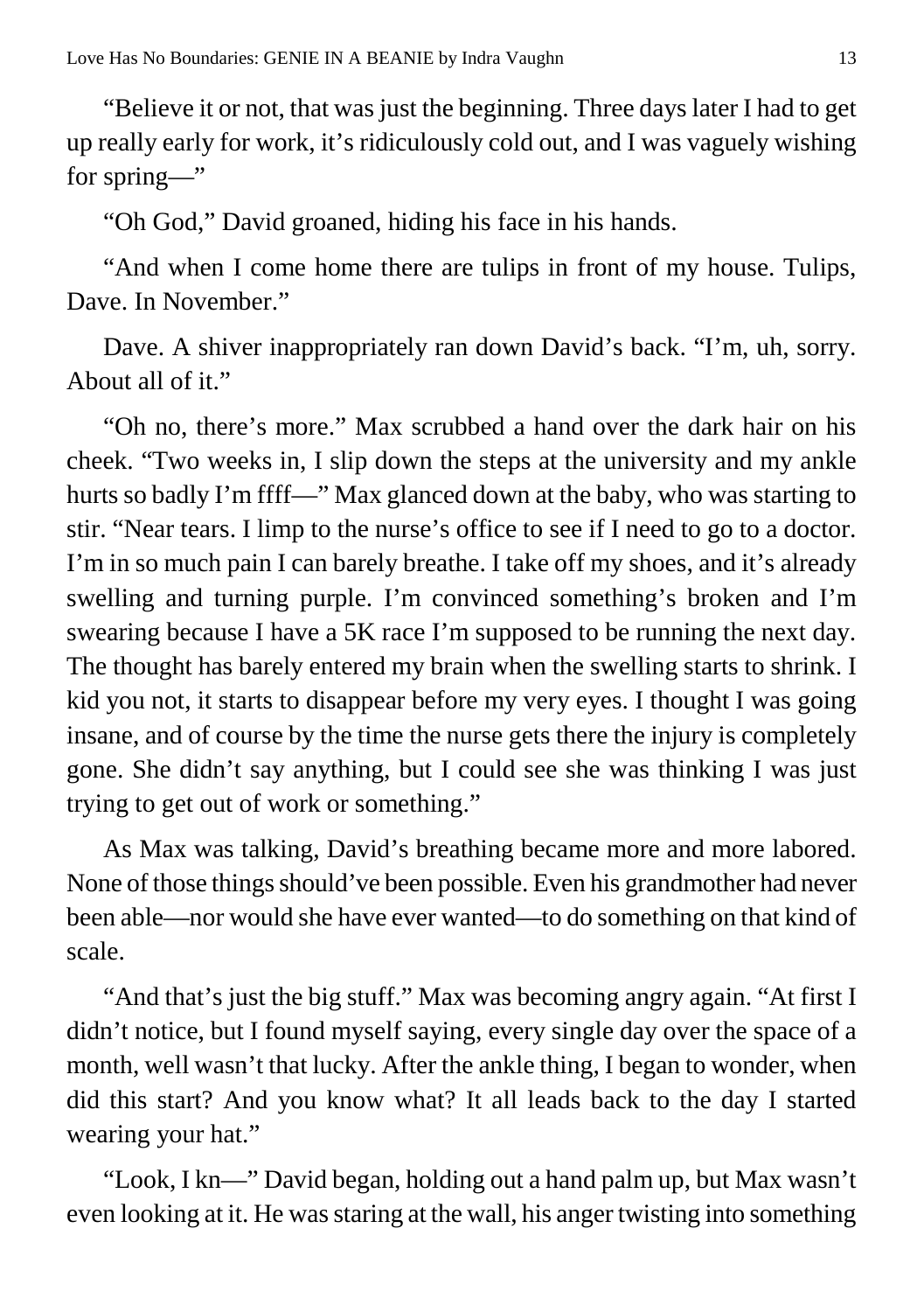"Believe it or not, that was just the beginning. Three days later I had to get up really early for work, it's ridiculously cold out, and I was vaguely wishing for spring—"

"Oh God," David groaned, hiding his face in his hands.

"And when I come home there are tulips in front of my house. Tulips, Dave. In November."

Dave. A shiver inappropriately ran down David's back. "I'm, uh, sorry. About all of it."

"Oh no, there's more." Max scrubbed a hand over the dark hair on his cheek. "Two weeks in, I slip down the steps at the university and my ankle hurts so badly I'm ffff—" Max glanced down at the baby, who was starting to stir. "Near tears. I limp to the nurse's office to see if I need to go to a doctor. I'm in so much pain I can barely breathe. I take off my shoes, and it's already swelling and turning purple. I'm convinced something's broken and I'm swearing because I have a 5K race I'm supposed to be running the next day. The thought has barely entered my brain when the swelling starts to shrink. I kid you not, it starts to disappear before my very eyes. I thought I was going insane, and of course by the time the nurse gets there the injury is completely gone. She didn't say anything, but I could see she was thinking I was just trying to get out of work or something."

As Max was talking, David's breathing became more and more labored. None of those things should've been possible. Even his grandmother had never been able—nor would she have ever wanted—to do something on that kind of scale.

"And that's just the big stuff." Max was becoming angry again. "At first I didn't notice, but I found myself saying, every single day over the space of a month, well wasn't that lucky. After the ankle thing, I began to wonder, when did this start? And you know what? It all leads back to the day I started wearing your hat."

"Look, I kn—" David began, holding out a hand palm up, but Max wasn't even looking at it. He was staring at the wall, his anger twisting into something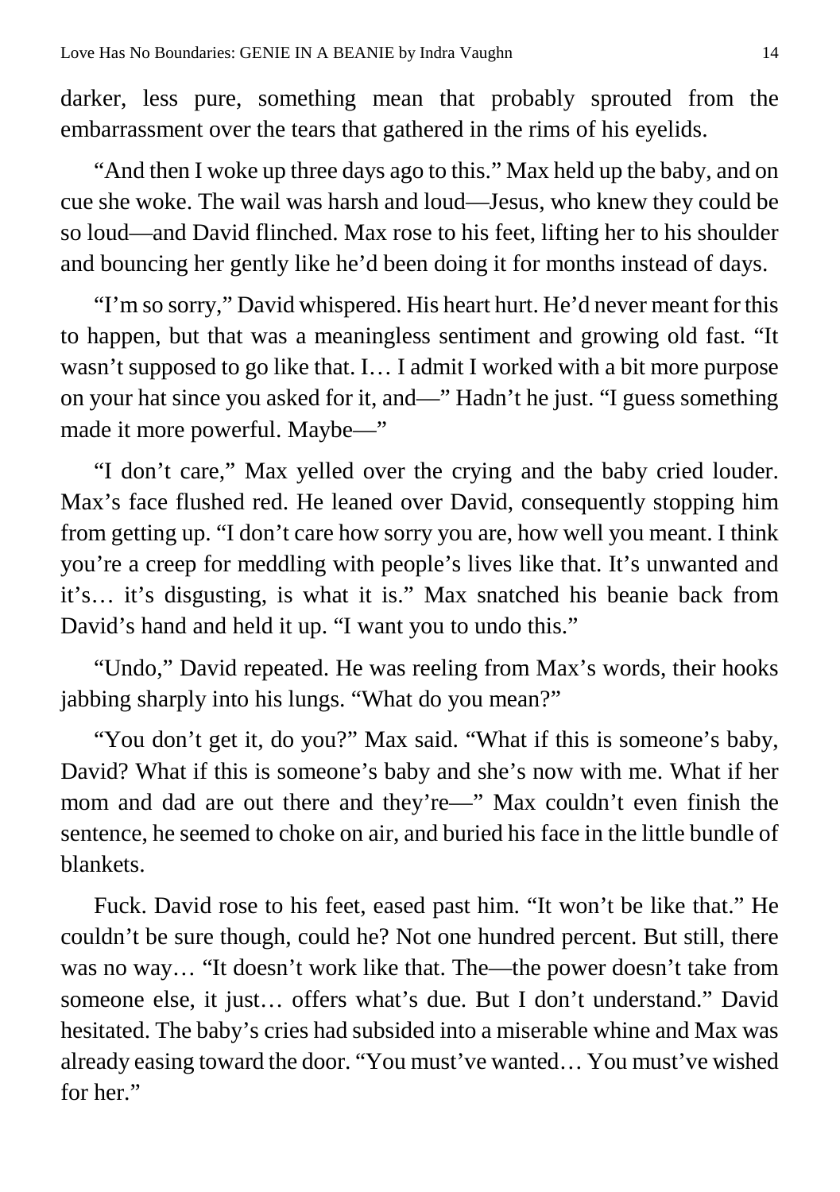darker, less pure, something mean that probably sprouted from the embarrassment over the tears that gathered in the rims of his eyelids.

"And then I woke up three days ago to this." Max held up the baby, and on cue she woke. The wail was harsh and loud—Jesus, who knew they could be so loud—and David flinched. Max rose to his feet, lifting her to his shoulder and bouncing her gently like he'd been doing it for months instead of days.

"I'm so sorry," David whispered. His heart hurt. He'd never meant for this to happen, but that was a meaningless sentiment and growing old fast. "It wasn't supposed to go like that. I… I admit I worked with a bit more purpose on your hat since you asked for it, and—" Hadn't he just. "I guess something made it more powerful. Maybe—"

"I don't care," Max yelled over the crying and the baby cried louder. Max's face flushed red. He leaned over David, consequently stopping him from getting up. "I don't care how sorry you are, how well you meant. I think you're a creep for meddling with people's lives like that. It's unwanted and it's… it's disgusting, is what it is." Max snatched his beanie back from David's hand and held it up. "I want you to undo this."

"Undo," David repeated. He was reeling from Max's words, their hooks jabbing sharply into his lungs. "What do you mean?"

"You don't get it, do you?" Max said. "What if this is someone's baby, David? What if this is someone's baby and she's now with me. What if her mom and dad are out there and they're—" Max couldn't even finish the sentence, he seemed to choke on air, and buried his face in the little bundle of blankets.

Fuck. David rose to his feet, eased past him. "It won't be like that." He couldn't be sure though, could he? Not one hundred percent. But still, there was no way… "It doesn't work like that. The—the power doesn't take from someone else, it just… offers what's due. But I don't understand." David hesitated. The baby's cries had subsided into a miserable whine and Max was already easing toward the door. "You must've wanted… You must've wished for her."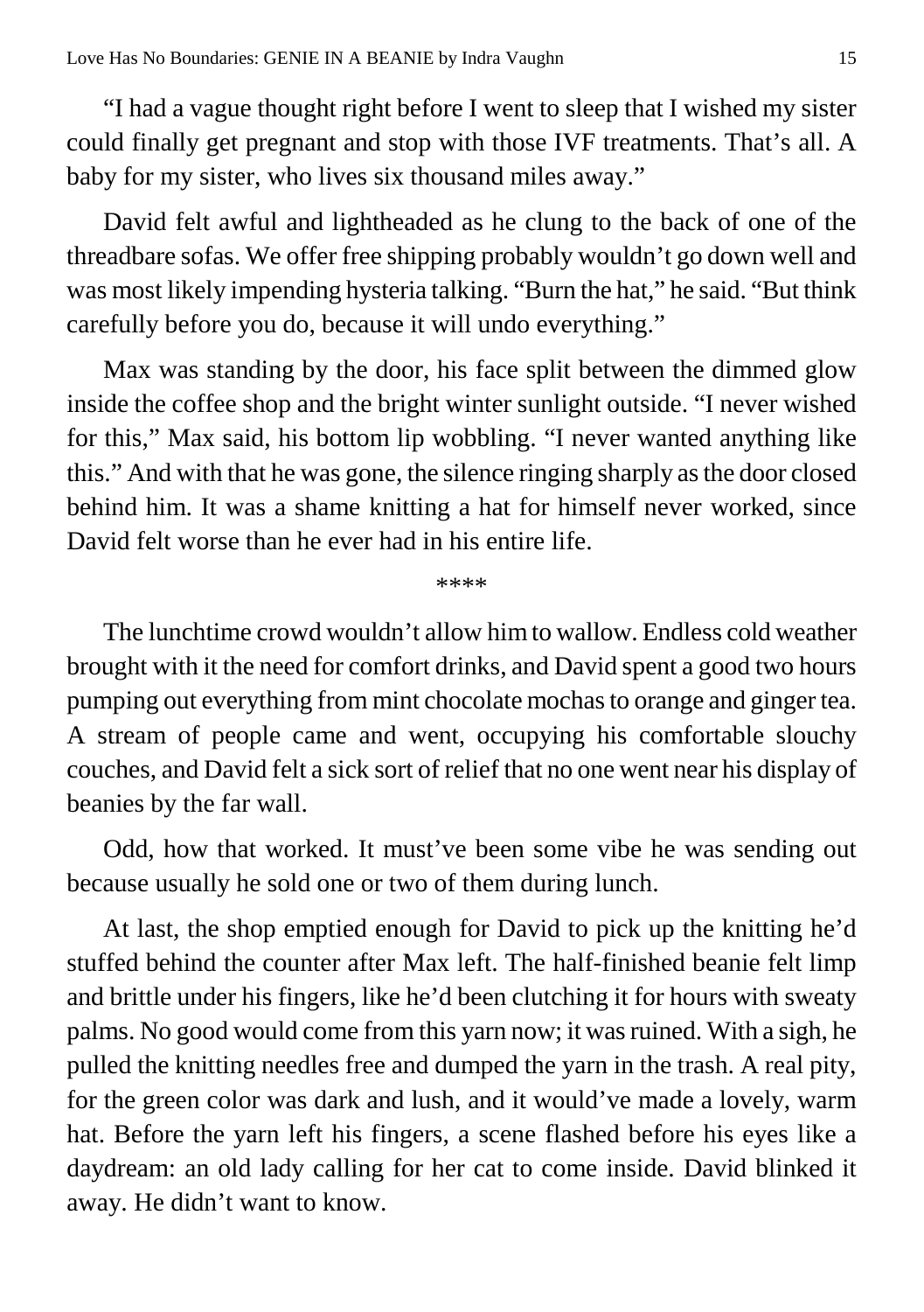“I had a vague thought right before I went to sleep that I wished my sister could finally get pregnant and stop with those IVF treatments. That’s all. A baby for my sister, who lives six thousand miles away.”

David felt awful and lightheaded as he clung to the back of one of the threadbare sofas. We offer free shipping probably wouldn’t go down well and was most likely impending hysteria talking. “Burn the hat,” he said. “But think carefully before you do, because it will undo everything.”

Max was standing by the door, his face split between the dimmed glow inside the coffee shop and the bright winter sunlight outside. “I never wished for this,” Max said, his bottom lip wobbling. “I never wanted anything like this.” And with that he was gone, the silence ringing sharply as the door closed behind him. It was a shame knitting a hat for himself never worked, since David felt worse than he ever had in his entire life.

****

The lunchtime crowd wouldn’t allow him to wallow. Endless cold weather brought with it the need for comfort drinks, and David spent a good two hours pumping out everything from mint chocolate mochas to orange and ginger tea. A stream of people came and went, occupying his comfortable slouchy couches, and David felt a sick sort of relief that no one went near his display of beanies by the far wall.

Odd, how that worked. It must’ve been some vibe he was sending out because usually he sold one or two of them during lunch.

At last, the shop emptied enough for David to pick up the knitting he’d stuffed behind the counter after Max left. The half-finished beanie felt limp and brittle under his fingers, like he’d been clutching it for hours with sweaty palms. No good would come from this yarn now; it was ruined. With a sigh, he pulled the knitting needles free and dumped the yarn in the trash. A real pity, for the green color was dark and lush, and it would’ve made a lovely, warm hat. Before the yarn left his fingers, a scene flashed before his eyes like a daydream: an old lady calling for her cat to come inside. David blinked it away. He didn’t want to know.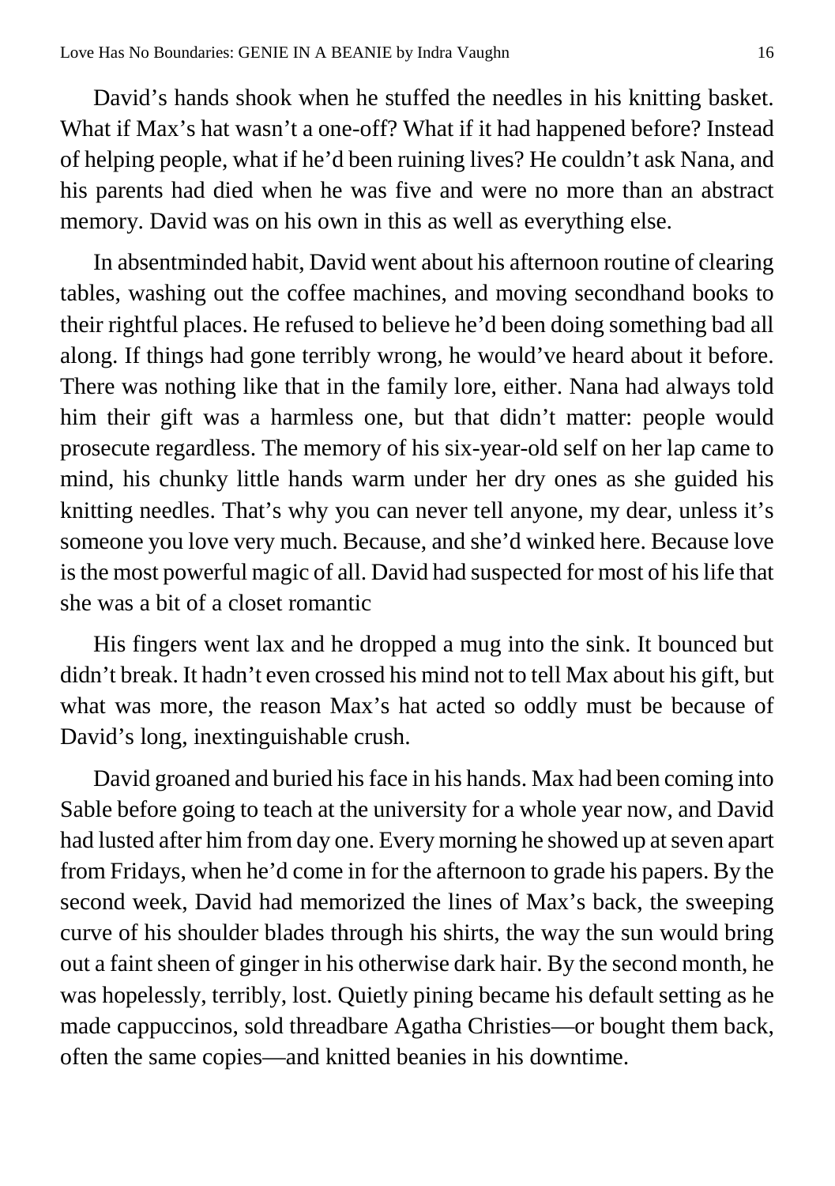David's hands shook when he stuffed the needles in his knitting basket. What if Max's hat wasn't a one-off? What if it had happened before? Instead of helping people, what if he'd been ruining lives? He couldn't ask Nana, and his parents had died when he was five and were no more than an abstract memory. David was on his own in this as well as everything else.

In absentminded habit, David went about his afternoon routine of clearing tables, washing out the coffee machines, and moving secondhand books to their rightful places. He refused to believe he'd been doing something bad all along. If things had gone terribly wrong, he would've heard about it before. There was nothing like that in the family lore, either. Nana had always told him their gift was a harmless one, but that didn't matter: people would prosecute regardless. The memory of his six-year-old self on her lap came to mind, his chunky little hands warm under her dry ones as she guided his knitting needles. That's why you can never tell anyone, my dear, unless it's someone you love very much. Because, and she'd winked here. Because love is the most powerful magic of all. David had suspected for most of his life that she was a bit of a closet romantic

His fingers went lax and he dropped a mug into the sink. It bounced but didn't break. It hadn't even crossed his mind not to tell Max about his gift, but what was more, the reason Max's hat acted so oddly must be because of David's long, inextinguishable crush.

David groaned and buried his face in his hands. Max had been coming into Sable before going to teach at the university for a whole year now, and David had lusted after him from day one. Every morning he showed up at seven apart from Fridays, when he'd come in for the afternoon to grade his papers. By the second week, David had memorized the lines of Max's back, the sweeping curve of his shoulder blades through his shirts, the way the sun would bring out a faint sheen of ginger in his otherwise dark hair. By the second month, he was hopelessly, terribly, lost. Quietly pining became his default setting as he made cappuccinos, sold threadbare Agatha Christies—or bought them back, often the same copies—and knitted beanies in his downtime.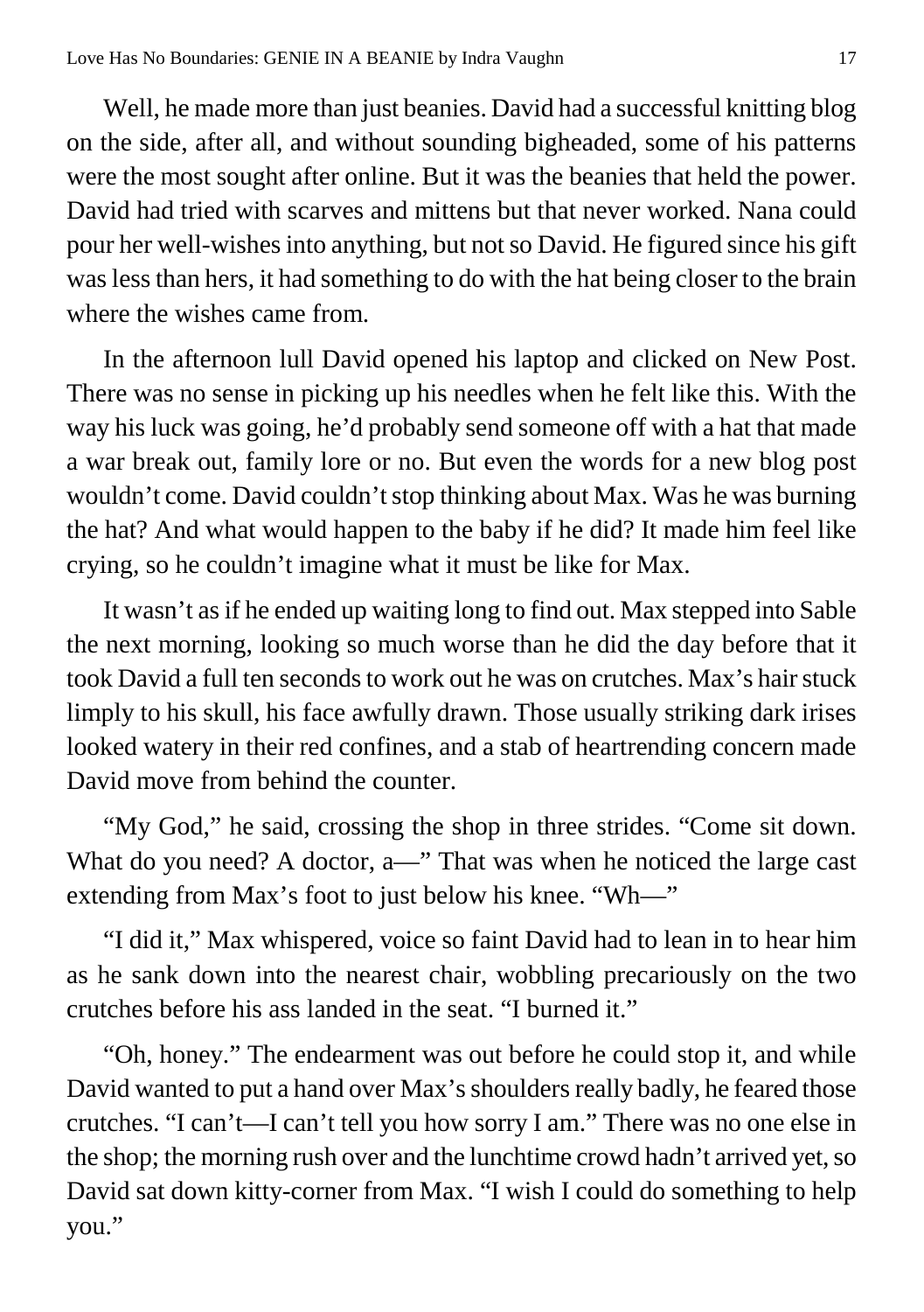Well, he made more than just beanies. David had a successful knitting blog on the side, after all, and without sounding bigheaded, some of his patterns were the most sought after online. But it was the beanies that held the power. David had tried with scarves and mittens but that never worked. Nana could pour her well-wishes into anything, but not so David. He figured since his gift was less than hers, it had something to do with the hat being closer to the brain where the wishes came from.

In the afternoon lull David opened his laptop and clicked on New Post. There was no sense in picking up his needles when he felt like this. With the way his luck was going, he'd probably send someone off with a hat that made a war break out, family lore or no. But even the words for a new blog post wouldn't come. David couldn't stop thinking about Max. Was he was burning the hat? And what would happen to the baby if he did? It made him feel like crying, so he couldn't imagine what it must be like for Max.

It wasn't as if he ended up waiting long to find out. Max stepped into Sable the next morning, looking so much worse than he did the day before that it took David a full ten seconds to work out he was on crutches. Max's hair stuck limply to his skull, his face awfully drawn. Those usually striking dark irises looked watery in their red confines, and a stab of heartrending concern made David move from behind the counter.

"My God," he said, crossing the shop in three strides. "Come sit down. What do you need? A doctor, a—" That was when he noticed the large cast extending from Max's foot to just below his knee. "Wh—"

"I did it," Max whispered, voice so faint David had to lean in to hear him as he sank down into the nearest chair, wobbling precariously on the two crutches before his ass landed in the seat. "I burned it."

"Oh, honey." The endearment was out before he could stop it, and while David wanted to put a hand over Max's shoulders really badly, he feared those crutches. "I can't—I can't tell you how sorry I am." There was no one else in the shop; the morning rush over and the lunchtime crowd hadn't arrived yet, so David sat down kitty-corner from Max. "I wish I could do something to help you."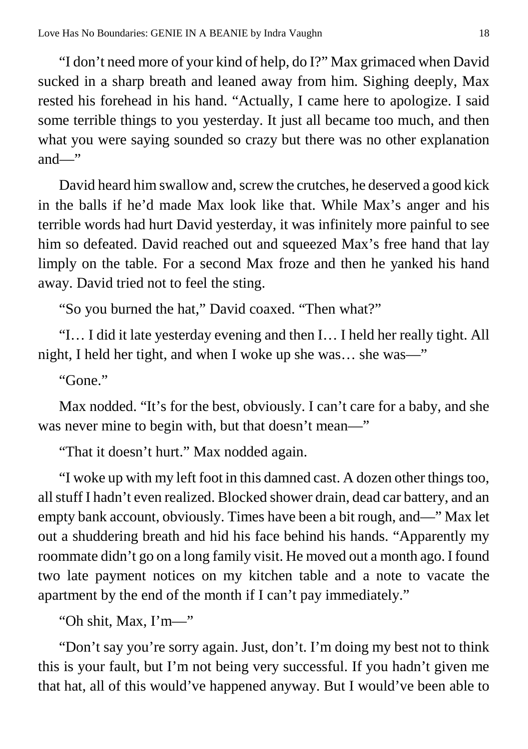"I don't need more of your kind of help, do I?" Max grimaced when David sucked in a sharp breath and leaned away from him. Sighing deeply, Max rested his forehead in his hand. "Actually, I came here to apologize. I said some terrible things to you yesterday. It just all became too much, and then what you were saying sounded so crazy but there was no other explanation and—"

David heard him swallow and, screw the crutches, he deserved a good kick in the balls if he'd made Max look like that. While Max's anger and his terrible words had hurt David yesterday, it was infinitely more painful to see him so defeated. David reached out and squeezed Max's free hand that lay limply on the table. For a second Max froze and then he yanked his hand away. David tried not to feel the sting.

"So you burned the hat," David coaxed. "Then what?"

"I… I did it late yesterday evening and then I… I held her really tight. All night, I held her tight, and when I woke up she was… she was—"

"Gone."

Max nodded. "It's for the best, obviously. I can't care for a baby, and she was never mine to begin with, but that doesn't mean—"

"That it doesn't hurt." Max nodded again.

"I woke up with my left foot in this damned cast. A dozen other things too, all stuff I hadn't even realized. Blocked shower drain, dead car battery, and an empty bank account, obviously. Times have been a bit rough, and—" Max let out a shuddering breath and hid his face behind his hands. "Apparently my roommate didn't go on a long family visit. He moved out a month ago. I found two late payment notices on my kitchen table and a note to vacate the apartment by the end of the month if I can't pay immediately."

"Oh shit, Max, I'm—"

"Don't say you're sorry again. Just, don't. I'm doing my best not to think this is your fault, but I'm not being very successful. If you hadn't given me that hat, all of this would've happened anyway. But I would've been able to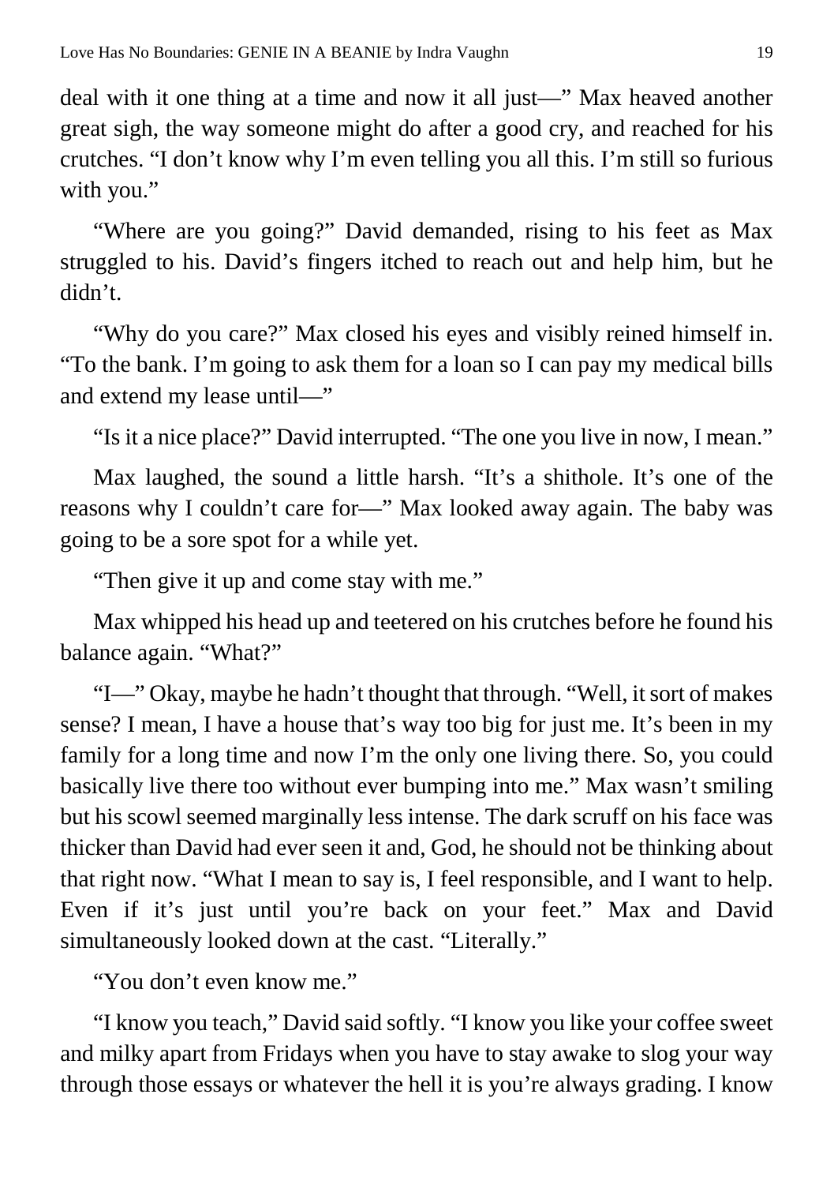deal with it one thing at a time and now it all just—" Max heaved another great sigh, the way someone might do after a good cry, and reached for his crutches. "I don't know why I'm even telling you all this. I'm still so furious with you."

"Where are you going?" David demanded, rising to his feet as Max struggled to his. David's fingers itched to reach out and help him, but he didn't.

"Why do you care?" Max closed his eyes and visibly reined himself in. "To the bank. I'm going to ask them for a loan so I can pay my medical bills and extend my lease until—"

"Is it a nice place?" David interrupted. "The one you live in now, I mean."

Max laughed, the sound a little harsh. "It's a shithole. It's one of the reasons why I couldn't care for—" Max looked away again. The baby was going to be a sore spot for a while yet.

"Then give it up and come stay with me."

Max whipped his head up and teetered on his crutches before he found his balance again. "What?"

"I—" Okay, maybe he hadn't thought that through. "Well, it sort of makes sense? I mean, I have a house that's way too big for just me. It's been in my family for a long time and now I'm the only one living there. So, you could basically live there too without ever bumping into me." Max wasn't smiling but his scowl seemed marginally less intense. The dark scruff on his face was thicker than David had ever seen it and, God, he should not be thinking about that right now. "What I mean to say is, I feel responsible, and I want to help. Even if it's just until you're back on your feet." Max and David simultaneously looked down at the cast. "Literally."

"You don't even know me."

"I know you teach," David said softly. "I know you like your coffee sweet and milky apart from Fridays when you have to stay awake to slog your way through those essays or whatever the hell it is you're always grading. I know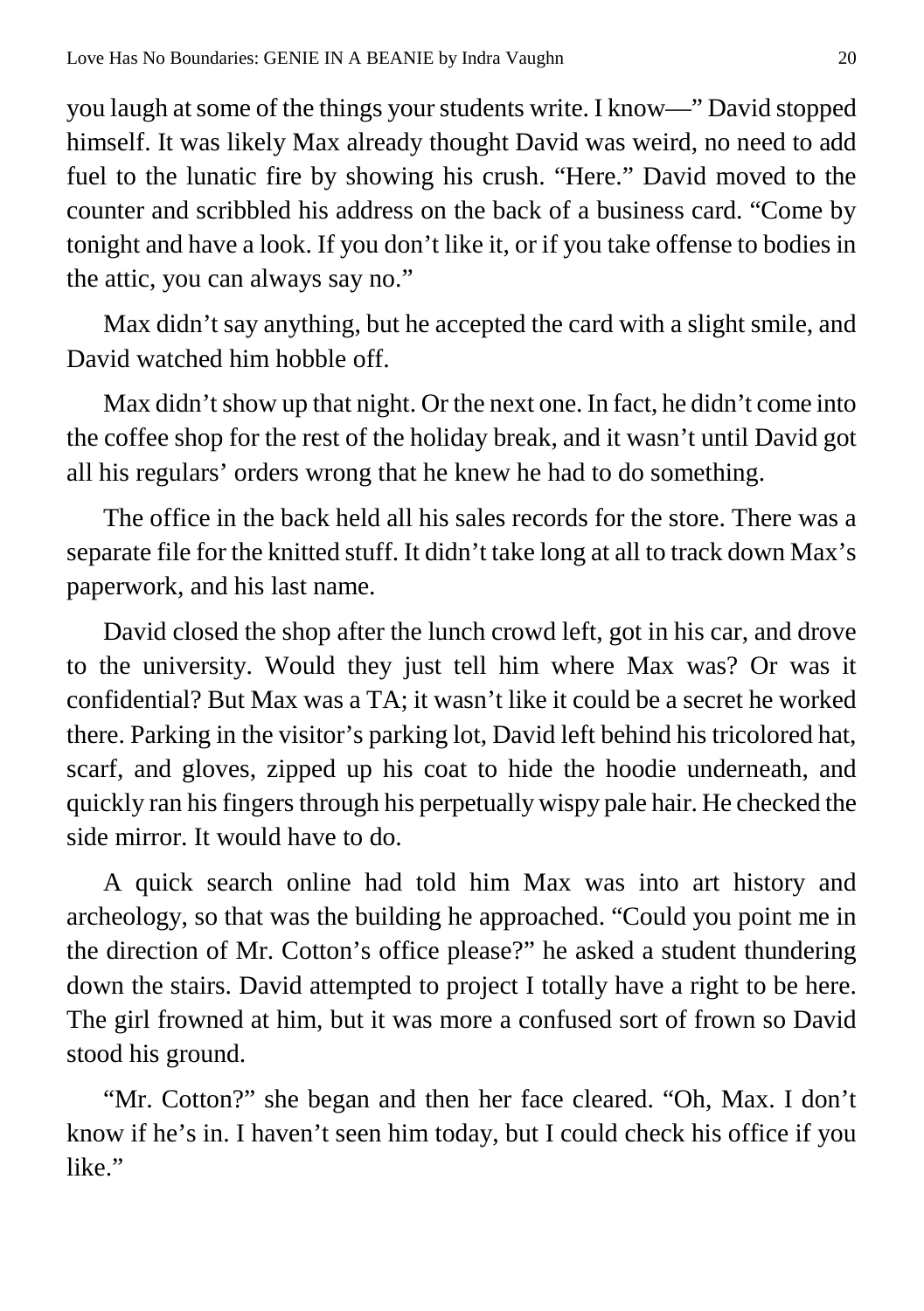you laugh at some of the things your students write. I know—" David stopped himself. It was likely Max already thought David was weird, no need to add fuel to the lunatic fire by showing his crush. "Here." David moved to the counter and scribbled his address on the back of a business card. "Come by tonight and have a look. If you don't like it, or if you take offense to bodies in the attic, you can always say no."

Max didn't say anything, but he accepted the card with a slight smile, and David watched him hobble off.

Max didn't show up that night. Or the next one. In fact, he didn't come into the coffee shop for the rest of the holiday break, and it wasn't until David got all his regulars' orders wrong that he knew he had to do something.

The office in the back held all his sales records for the store. There was a separate file for the knitted stuff. It didn't take long at all to track down Max's paperwork, and his last name.

David closed the shop after the lunch crowd left, got in his car, and drove to the university. Would they just tell him where Max was? Or was it confidential? But Max was a TA; it wasn't like it could be a secret he worked there. Parking in the visitor's parking lot, David left behind his tricolored hat, scarf, and gloves, zipped up his coat to hide the hoodie underneath, and quickly ran his fingers through his perpetually wispy pale hair. He checked the side mirror. It would have to do.

A quick search online had told him Max was into art history and archeology, so that was the building he approached. "Could you point me in the direction of Mr. Cotton's office please?" he asked a student thundering down the stairs. David attempted to project I totally have a right to be here. The girl frowned at him, but it was more a confused sort of frown so David stood his ground.

"Mr. Cotton?" she began and then her face cleared. "Oh, Max. I don't know if he's in. I haven't seen him today, but I could check his office if you like."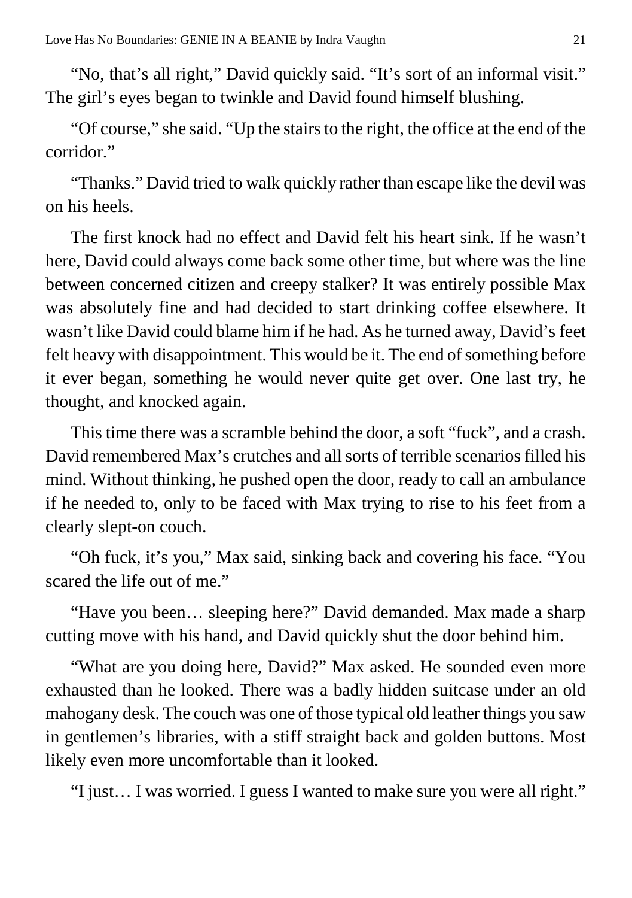"No, that's all right," David quickly said. "It's sort of an informal visit." The girl's eyes began to twinkle and David found himself blushing.

"Of course," she said. "Up the stairs to the right, the office at the end of the corridor."

"Thanks." David tried to walk quickly rather than escape like the devil was on his heels.

The first knock had no effect and David felt his heart sink. If he wasn't here, David could always come back some other time, but where was the line between concerned citizen and creepy stalker? It was entirely possible Max was absolutely fine and had decided to start drinking coffee elsewhere. It wasn't like David could blame him if he had. As he turned away, David's feet felt heavy with disappointment. This would be it. The end of something before it ever began, something he would never quite get over. One last try, he thought, and knocked again.

This time there was a scramble behind the door, a soft "fuck", and a crash. David remembered Max's crutches and all sorts of terrible scenarios filled his mind. Without thinking, he pushed open the door, ready to call an ambulance if he needed to, only to be faced with Max trying to rise to his feet from a clearly slept-on couch.

"Oh fuck, it's you," Max said, sinking back and covering his face. "You scared the life out of me."

"Have you been… sleeping here?" David demanded. Max made a sharp cutting move with his hand, and David quickly shut the door behind him.

"What are you doing here, David?" Max asked. He sounded even more exhausted than he looked. There was a badly hidden suitcase under an old mahogany desk. The couch was one of those typical old leather things you saw in gentlemen's libraries, with a stiff straight back and golden buttons. Most likely even more uncomfortable than it looked.

"I just… I was worried. I guess I wanted to make sure you were all right."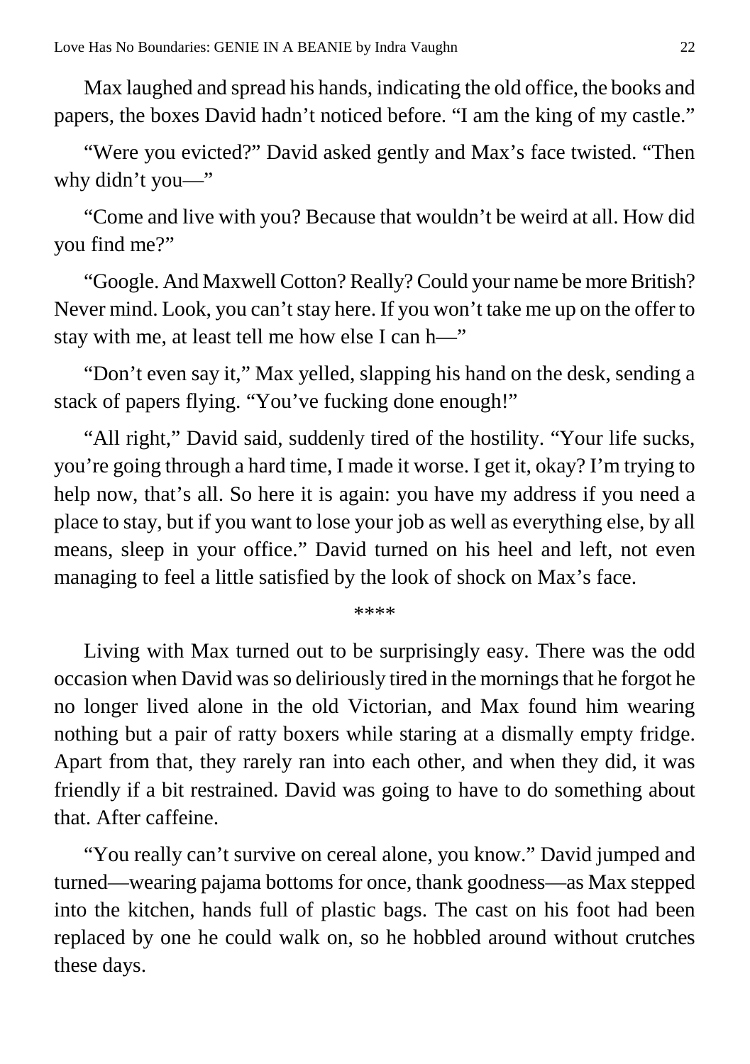Max laughed and spread his hands, indicating the old office, the books and papers, the boxes David hadn't noticed before. "I am the king of my castle."

"Were you evicted?" David asked gently and Max's face twisted. "Then why didn't you—"

"Come and live with you? Because that wouldn't be weird at all. How did you find me?"

"Google. And Maxwell Cotton? Really? Could your name be more British? Never mind. Look, you can't stay here. If you won't take me up on the offer to stay with me, at least tell me how else I can h—"

"Don't even say it," Max yelled, slapping his hand on the desk, sending a stack of papers flying. "You've fucking done enough!"

"All right," David said, suddenly tired of the hostility. "Your life sucks, you're going through a hard time, I made it worse. I get it, okay? I'm trying to help now, that's all. So here it is again: you have my address if you need a place to stay, but if you want to lose your job as well as everything else, by all means, sleep in your office." David turned on his heel and left, not even managing to feel a little satisfied by the look of shock on Max's face.

****

Living with Max turned out to be surprisingly easy. There was the odd occasion when David was so deliriously tired in the mornings that he forgot he no longer lived alone in the old Victorian, and Max found him wearing nothing but a pair of ratty boxers while staring at a dismally empty fridge. Apart from that, they rarely ran into each other, and when they did, it was friendly if a bit restrained. David was going to have to do something about that. After caffeine.

"You really can't survive on cereal alone, you know." David jumped and turned—wearing pajama bottoms for once, thank goodness—as Max stepped into the kitchen, hands full of plastic bags. The cast on his foot had been replaced by one he could walk on, so he hobbled around without crutches these days.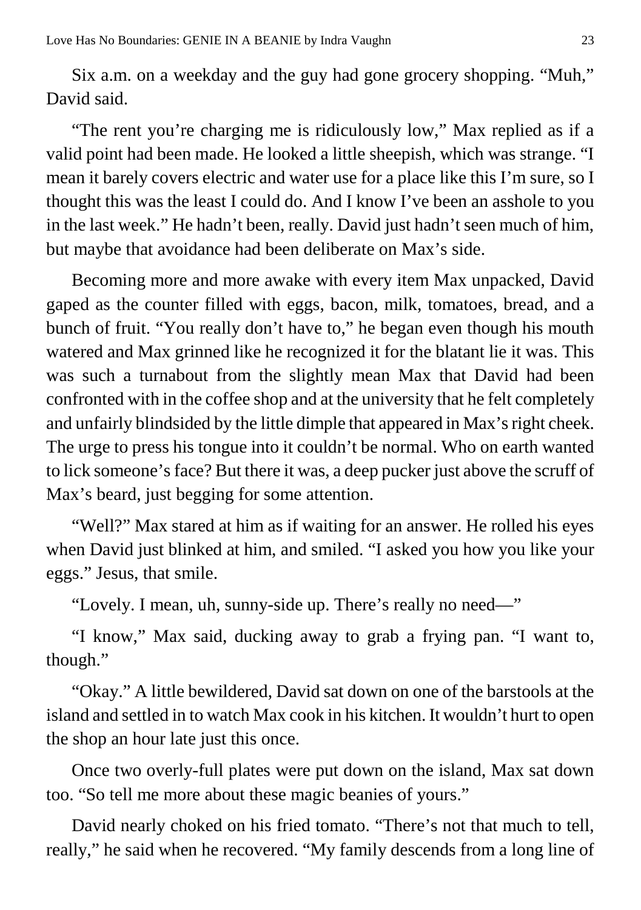Six a.m. on a weekday and the guy had gone grocery shopping. “Muh,” David said.

“The rent you’re charging me is ridiculously low,” Max replied as if a valid point had been made. He looked a little sheepish, which was strange. “I mean it barely covers electric and water use for a place like this I’m sure, so I thought this was the least I could do. And I know I’ve been an asshole to you in the last week.” He hadn’t been, really. David just hadn’t seen much of him, but maybe that avoidance had been deliberate on Max’s side.

Becoming more and more awake with every item Max unpacked, David gaped as the counter filled with eggs, bacon, milk, tomatoes, bread, and a bunch of fruit. “You really don’t have to,” he began even though his mouth watered and Max grinned like he recognized it for the blatant lie it was. This was such a turnabout from the slightly mean Max that David had been confronted with in the coffee shop and at the university that he felt completely and unfairly blindsided by the little dimple that appeared in Max’s right cheek. The urge to press his tongue into it couldn’t be normal. Who on earth wanted to lick someone’s face? But there it was, a deep pucker just above the scruff of Max’s beard, just begging for some attention.

“Well?” Max stared at him as if waiting for an answer. He rolled his eyes when David just blinked at him, and smiled. “I asked you how you like your eggs.” Jesus, that smile.

“Lovely. I mean, uh, sunny-side up. There’s really no need—”

“I know,” Max said, ducking away to grab a frying pan. “I want to, though.”

“Okay.” A little bewildered, David sat down on one of the barstools at the island and settled in to watch Max cook in his kitchen. It wouldn’t hurt to open the shop an hour late just this once.

Once two overly-full plates were put down on the island, Max sat down too. “So tell me more about these magic beanies of yours.”

David nearly choked on his fried tomato. “There’s not that much to tell, really,” he said when he recovered. “My family descends from a long line of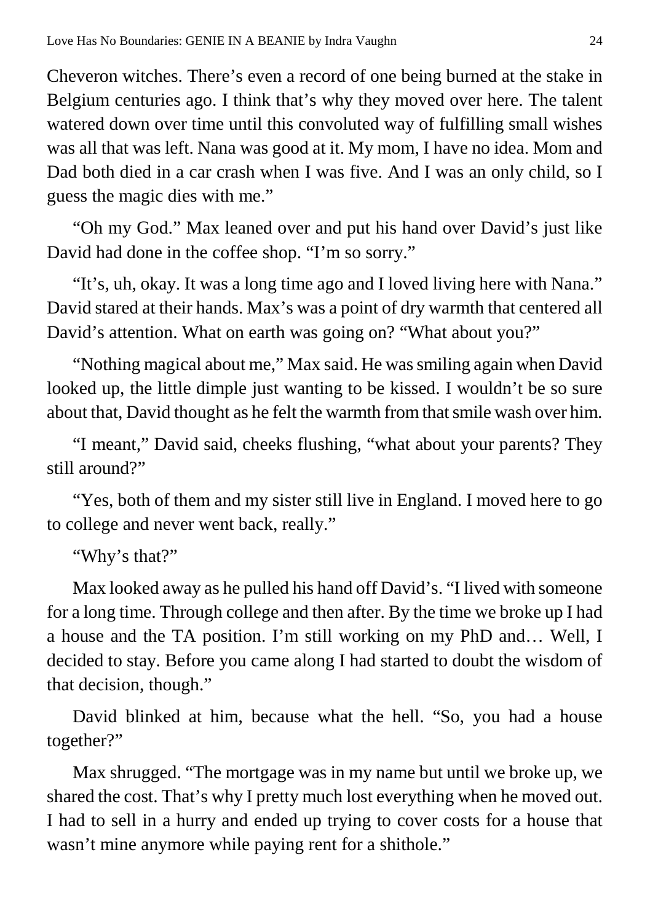Cheveron witches. There's even a record of one being burned at the stake in Belgium centuries ago. I think that's why they moved over here. The talent watered down over time until this convoluted way of fulfilling small wishes was all that was left. Nana was good at it. My mom, I have no idea. Mom and Dad both died in a car crash when I was five. And I was an only child, so I guess the magic dies with me."

"Oh my God." Max leaned over and put his hand over David's just like David had done in the coffee shop. "I'm so sorry."

"It's, uh, okay. It was a long time ago and I loved living here with Nana." David stared at their hands. Max's was a point of dry warmth that centered all David's attention. What on earth was going on? "What about you?"

"Nothing magical about me," Max said. He was smiling again when David looked up, the little dimple just wanting to be kissed. I wouldn't be so sure about that, David thought as he felt the warmth from that smile wash over him.

"I meant," David said, cheeks flushing, "what about your parents? They still around?"

"Yes, both of them and my sister still live in England. I moved here to go to college and never went back, really."

"Why's that?"

Max looked away as he pulled his hand off David's. "I lived with someone for a long time. Through college and then after. By the time we broke up I had a house and the TA position. I'm still working on my PhD and… Well, I decided to stay. Before you came along I had started to doubt the wisdom of that decision, though."

David blinked at him, because what the hell. "So, you had a house together?"

Max shrugged. "The mortgage was in my name but until we broke up, we shared the cost. That's why I pretty much lost everything when he moved out. I had to sell in a hurry and ended up trying to cover costs for a house that wasn't mine anymore while paying rent for a shithole."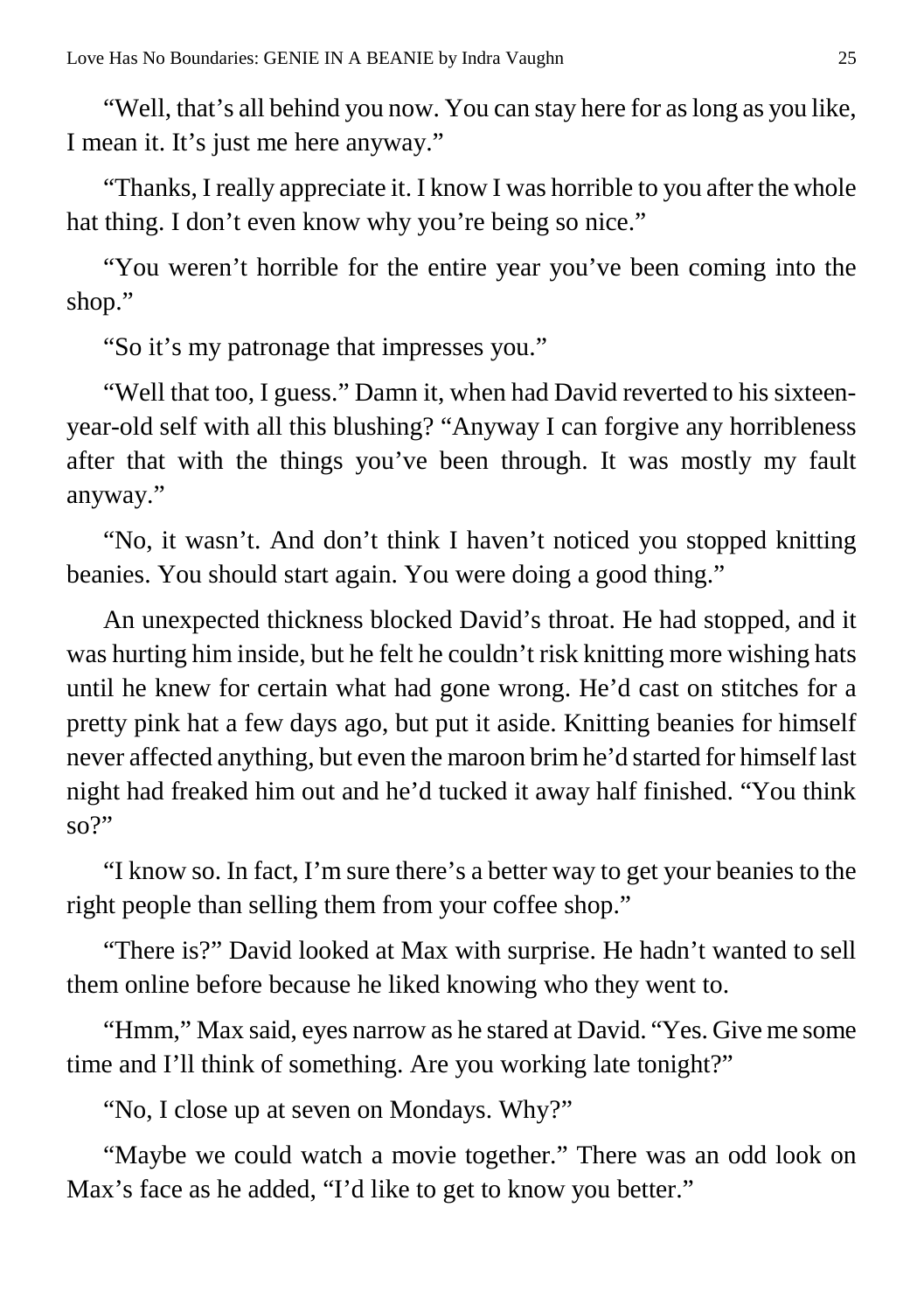"Well, that's all behind you now. You can stay here for as long as you like, I mean it. It's just me here anyway."

"Thanks, I really appreciate it. I know I was horrible to you after the whole hat thing. I don't even know why you're being so nice."

"You weren't horrible for the entire year you've been coming into the shop."

"So it's my patronage that impresses you."

"Well that too, I guess." Damn it, when had David reverted to his sixteen-year-old self with all this blushing? "Anyway I can forgive any horribleness after that with the things you've been through. It was mostly my fault anyway."

"No, it wasn't. And don't think I haven't noticed you stopped knitting beanies. You should start again. You were doing a good thing."

An unexpected thickness blocked David's throat. He had stopped, and it was hurting him inside, but he felt he couldn't risk knitting more wishing hats until he knew for certain what had gone wrong. He'd cast on stitches for a pretty pink hat a few days ago, but put it aside. Knitting beanies for himself never affected anything, but even the maroon brim he'd started for himself last night had freaked him out and he'd tucked it away half finished. "You think so?"

"I know so. In fact, I'm sure there's a better way to get your beanies to the right people than selling them from your coffee shop."

"There is?" David looked at Max with surprise. He hadn't wanted to sell them online before because he liked knowing who they went to.

"Hmm," Max said, eyes narrow as he stared at David. "Yes. Give me some time and I'll think of something. Are you working late tonight?"

"No, I close up at seven on Mondays. Why?"

"Maybe we could watch a movie together." There was an odd look on Max's face as he added, "I'd like to get to know you better."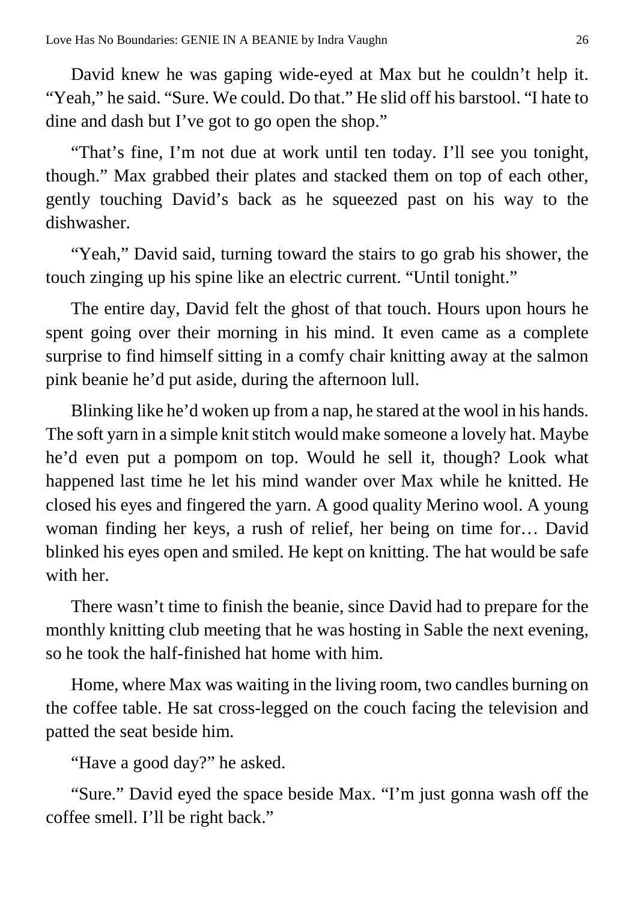David knew he was gaping wide-eyed at Max but he couldn't help it. "Yeah," he said. "Sure. We could. Do that." He slid off his barstool. "I hate to dine and dash but I've got to go open the shop."

"That's fine, I'm not due at work until ten today. I'll see you tonight, though." Max grabbed their plates and stacked them on top of each other, gently touching David's back as he squeezed past on his way to the dishwasher.

"Yeah," David said, turning toward the stairs to go grab his shower, the touch zinging up his spine like an electric current. "Until tonight."

The entire day, David felt the ghost of that touch. Hours upon hours he spent going over their morning in his mind. It even came as a complete surprise to find himself sitting in a comfy chair knitting away at the salmon pink beanie he'd put aside, during the afternoon lull.

Blinking like he'd woken up from a nap, he stared at the wool in his hands. The soft yarn in a simple knit stitch would make someone a lovely hat. Maybe he'd even put a pompom on top. Would he sell it, though? Look what happened last time he let his mind wander over Max while he knitted. He closed his eyes and fingered the yarn. A good quality Merino wool. A young woman finding her keys, a rush of relief, her being on time for… David blinked his eyes open and smiled. He kept on knitting. The hat would be safe with her.

There wasn't time to finish the beanie, since David had to prepare for the monthly knitting club meeting that he was hosting in Sable the next evening, so he took the half-finished hat home with him.

Home, where Max was waiting in the living room, two candles burning on the coffee table. He sat cross-legged on the couch facing the television and patted the seat beside him.

"Have a good day?" he asked.

"Sure." David eyed the space beside Max. "I'm just gonna wash off the coffee smell. I'll be right back."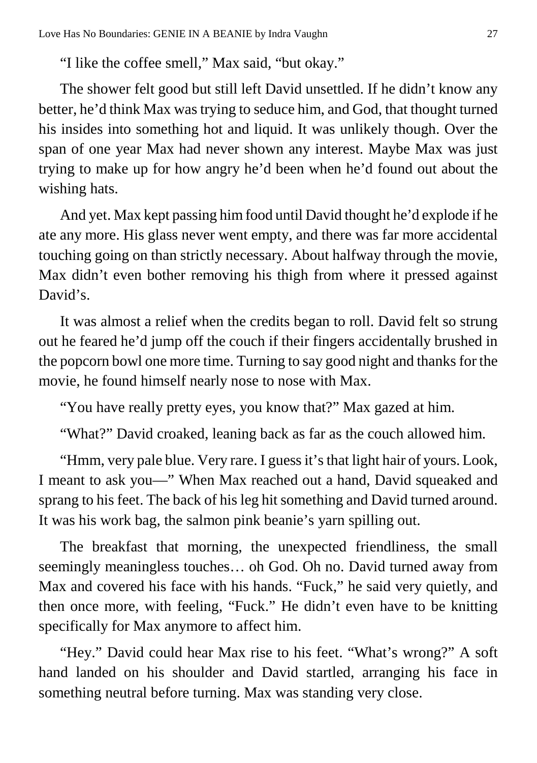"I like the coffee smell," Max said, "but okay."

The shower felt good but still left David unsettled. If he didn't know any better, he'd think Max was trying to seduce him, and God, that thought turned his insides into something hot and liquid. It was unlikely though. Over the span of one year Max had never shown any interest. Maybe Max was just trying to make up for how angry he'd been when he'd found out about the wishing hats.

And yet. Max kept passing him food until David thought he'd explode if he ate any more. His glass never went empty, and there was far more accidental touching going on than strictly necessary. About halfway through the movie, Max didn't even bother removing his thigh from where it pressed against David's.

It was almost a relief when the credits began to roll. David felt so strung out he feared he'd jump off the couch if their fingers accidentally brushed in the popcorn bowl one more time. Turning to say good night and thanks for the movie, he found himself nearly nose to nose with Max.

"You have really pretty eyes, you know that?" Max gazed at him.

"What?" David croaked, leaning back as far as the couch allowed him.

"Hmm, very pale blue. Very rare. I guess it's that light hair of yours. Look, I meant to ask you—" When Max reached out a hand, David squeaked and sprang to his feet. The back of his leg hit something and David turned around. It was his work bag, the salmon pink beanie's yarn spilling out.

The breakfast that morning, the unexpected friendliness, the small seemingly meaningless touches… oh God. Oh no. David turned away from Max and covered his face with his hands. "Fuck," he said very quietly, and then once more, with feeling, "Fuck." He didn't even have to be knitting specifically for Max anymore to affect him.

"Hey." David could hear Max rise to his feet. "What's wrong?" A soft hand landed on his shoulder and David startled, arranging his face in something neutral before turning. Max was standing very close.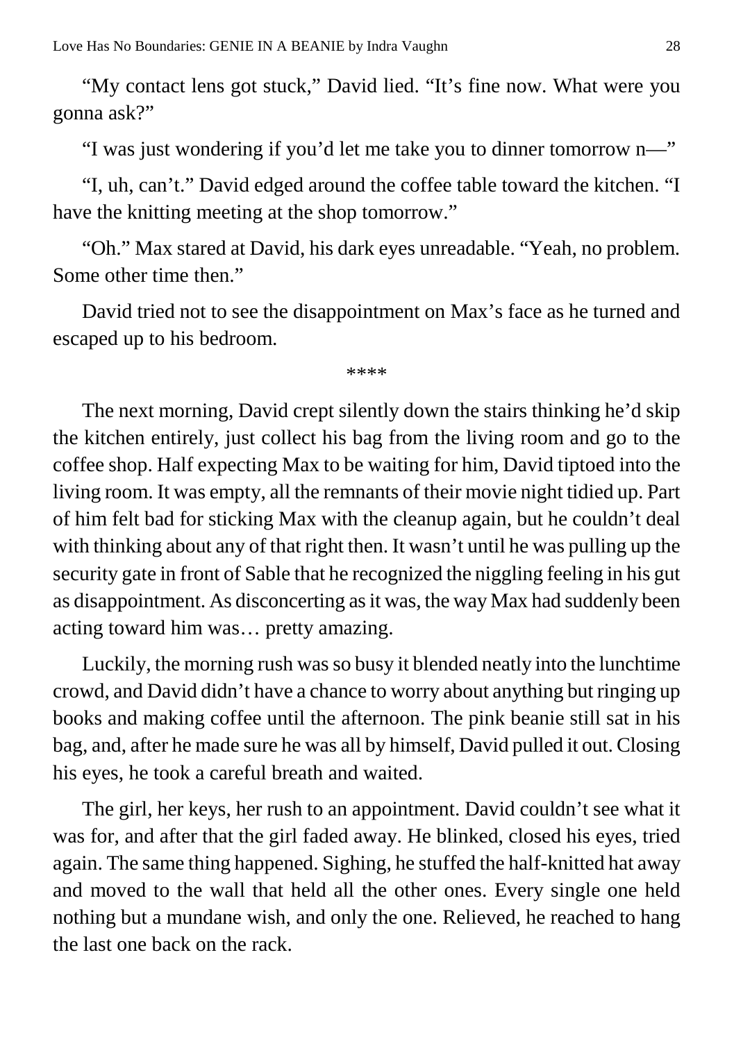"My contact lens got stuck," David lied. "It's fine now. What were you gonna ask?"

"I was just wondering if you'd let me take you to dinner tomorrow n—"

"I, uh, can't." David edged around the coffee table toward the kitchen. "I have the knitting meeting at the shop tomorrow."

"Oh." Max stared at David, his dark eyes unreadable. "Yeah, no problem. Some other time then."

David tried not to see the disappointment on Max's face as he turned and escaped up to his bedroom.

\*\*\*\*

The next morning, David crept silently down the stairs thinking he'd skip the kitchen entirely, just collect his bag from the living room and go to the coffee shop. Half expecting Max to be waiting for him, David tiptoed into the living room. It was empty, all the remnants of their movie night tidied up. Part of him felt bad for sticking Max with the cleanup again, but he couldn't deal with thinking about any of that right then. It wasn't until he was pulling up the security gate in front of Sable that he recognized the niggling feeling in his gut as disappointment. As disconcerting as it was, the way Max had suddenly been acting toward him was… pretty amazing.

Luckily, the morning rush was so busy it blended neatly into the lunchtime crowd, and David didn't have a chance to worry about anything but ringing up books and making coffee until the afternoon. The pink beanie still sat in his bag, and, after he made sure he was all by himself, David pulled it out. Closing his eyes, he took a careful breath and waited.

The girl, her keys, her rush to an appointment. David couldn't see what it was for, and after that the girl faded away. He blinked, closed his eyes, tried again. The same thing happened. Sighing, he stuffed the half-knitted hat away and moved to the wall that held all the other ones. Every single one held nothing but a mundane wish, and only the one. Relieved, he reached to hang the last one back on the rack.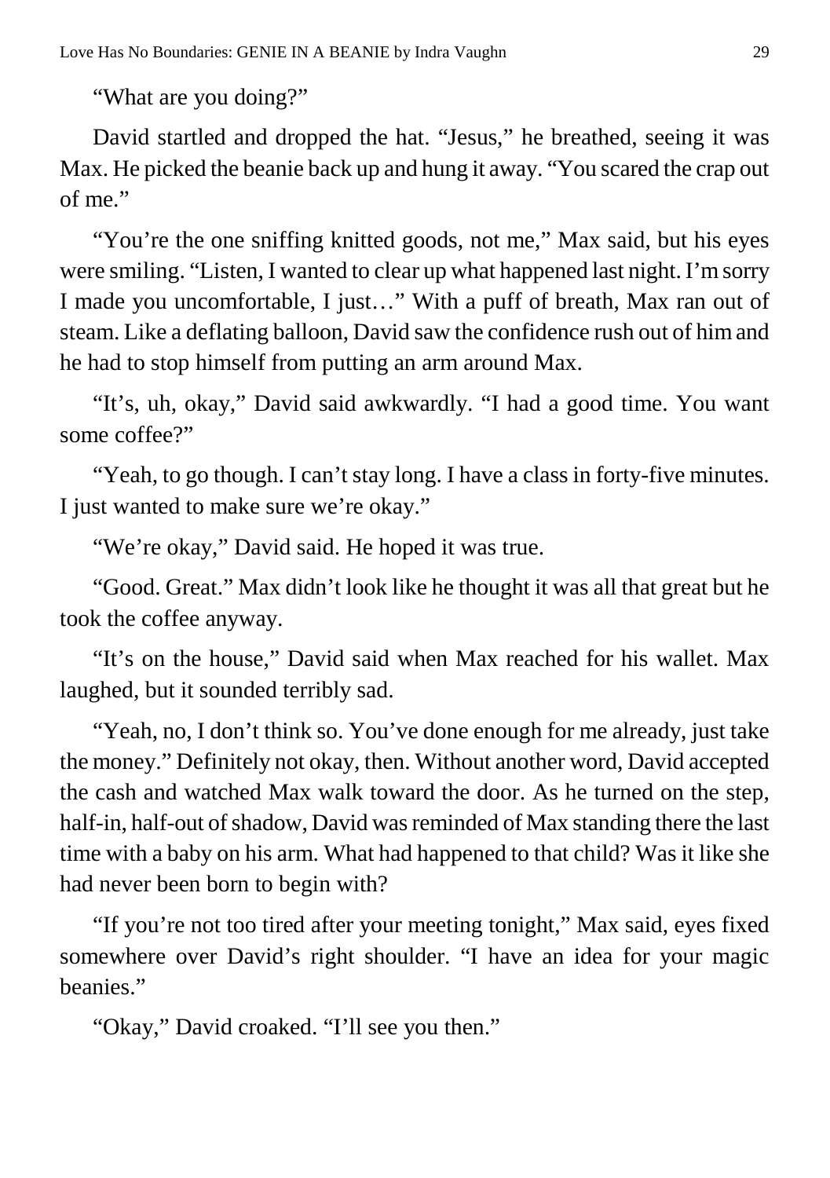"What are you doing?"

David startled and dropped the hat. "Jesus," he breathed, seeing it was Max. He picked the beanie back up and hung it away. "You scared the crap out of me."

"You're the one sniffing knitted goods, not me," Max said, but his eyes were smiling. "Listen, I wanted to clear up what happened last night. I'm sorry I made you uncomfortable, I just…" With a puff of breath, Max ran out of steam. Like a deflating balloon, David saw the confidence rush out of him and he had to stop himself from putting an arm around Max.

"It's, uh, okay," David said awkwardly. "I had a good time. You want some coffee?"

"Yeah, to go though. I can't stay long. I have a class in forty-five minutes. I just wanted to make sure we're okay."

"We're okay," David said. He hoped it was true.

"Good. Great." Max didn't look like he thought it was all that great but he took the coffee anyway.

"It's on the house," David said when Max reached for his wallet. Max laughed, but it sounded terribly sad.

"Yeah, no, I don't think so. You've done enough for me already, just take the money." Definitely not okay, then. Without another word, David accepted the cash and watched Max walk toward the door. As he turned on the step, half-in, half-out of shadow, David was reminded of Max standing there the last time with a baby on his arm. What had happened to that child? Was it like she had never been born to begin with?

"If you're not too tired after your meeting tonight," Max said, eyes fixed somewhere over David's right shoulder. "I have an idea for your magic beanies."

"Okay," David croaked. "I'll see you then."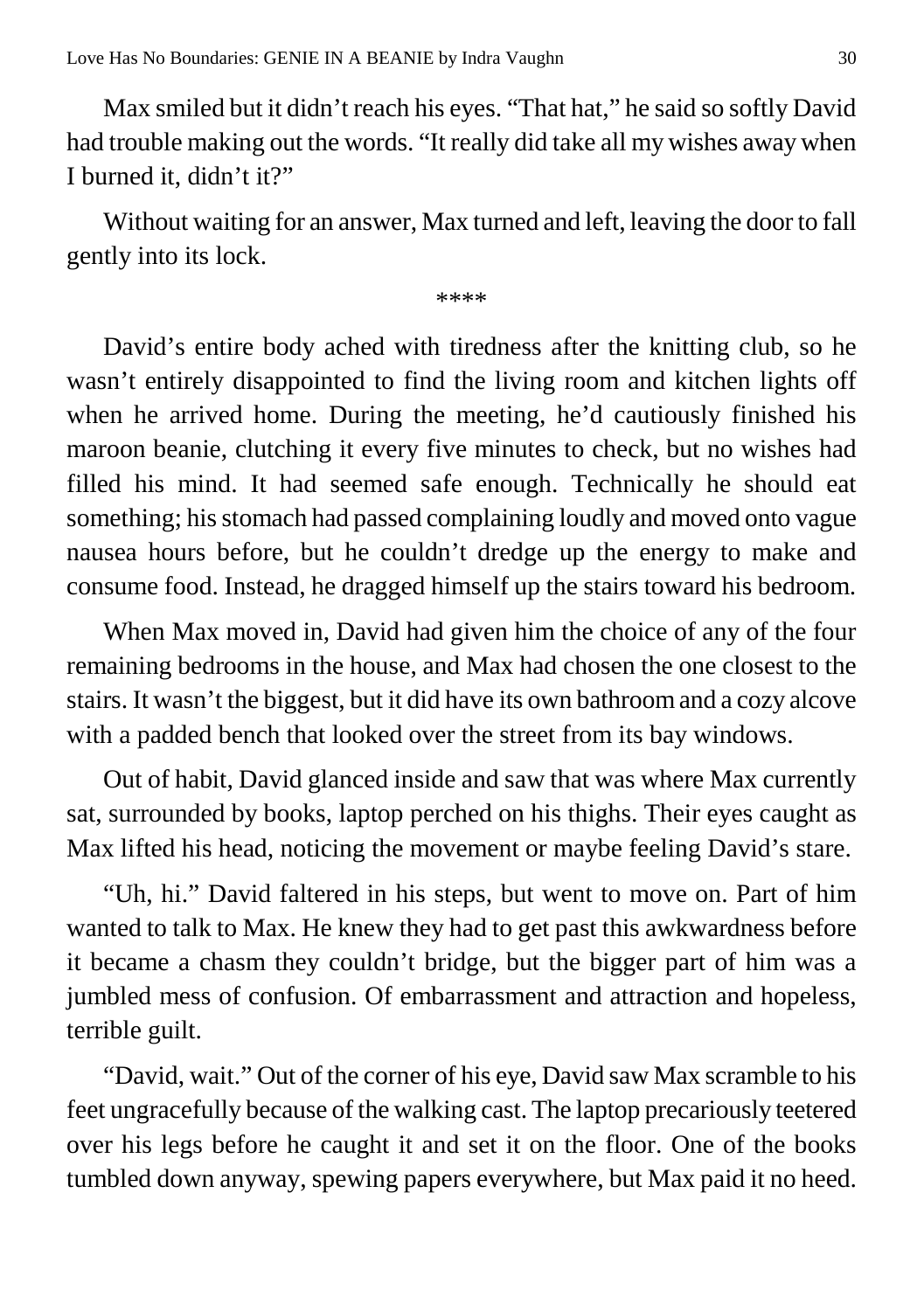Max smiled but it didn't reach his eyes. "That hat," he said so softly David had trouble making out the words. "It really did take all my wishes away when I burned it, didn't it?"

Without waiting for an answer, Max turned and left, leaving the door to fall gently into its lock.

****

David's entire body ached with tiredness after the knitting club, so he wasn't entirely disappointed to find the living room and kitchen lights off when he arrived home. During the meeting, he'd cautiously finished his maroon beanie, clutching it every five minutes to check, but no wishes had filled his mind. It had seemed safe enough. Technically he should eat something; his stomach had passed complaining loudly and moved onto vague nausea hours before, but he couldn't dredge up the energy to make and consume food. Instead, he dragged himself up the stairs toward his bedroom.

When Max moved in, David had given him the choice of any of the four remaining bedrooms in the house, and Max had chosen the one closest to the stairs. It wasn't the biggest, but it did have its own bathroom and a cozy alcove with a padded bench that looked over the street from its bay windows.

Out of habit, David glanced inside and saw that was where Max currently sat, surrounded by books, laptop perched on his thighs. Their eyes caught as Max lifted his head, noticing the movement or maybe feeling David's stare.

"Uh, hi." David faltered in his steps, but went to move on. Part of him wanted to talk to Max. He knew they had to get past this awkwardness before it became a chasm they couldn't bridge, but the bigger part of him was a jumbled mess of confusion. Of embarrassment and attraction and hopeless, terrible guilt.

"David, wait." Out of the corner of his eye, David saw Max scramble to his feet ungracefully because of the walking cast. The laptop precariously teetered over his legs before he caught it and set it on the floor. One of the books tumbled down anyway, spewing papers everywhere, but Max paid it no heed.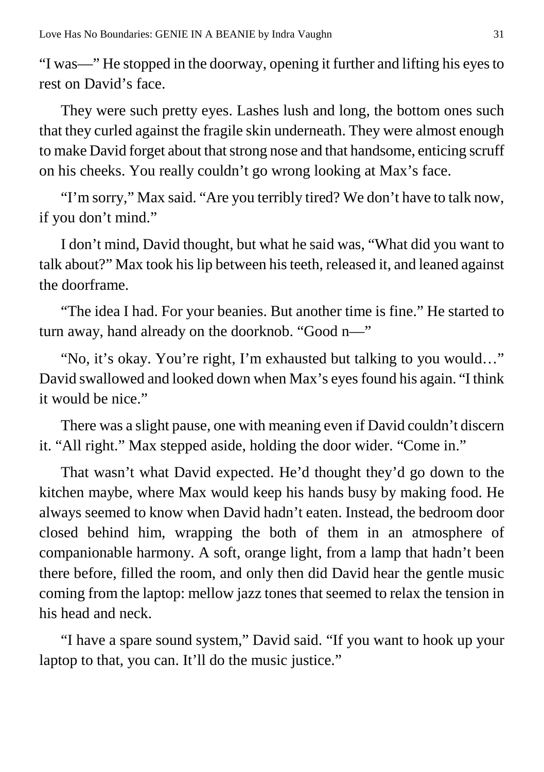"I was—" He stopped in the doorway, opening it further and lifting his eyes to rest on David's face.

They were such pretty eyes. Lashes lush and long, the bottom ones such that they curled against the fragile skin underneath. They were almost enough to make David forget about that strong nose and that handsome, enticing scruff on his cheeks. You really couldn't go wrong looking at Max's face.

"I'm sorry," Max said. "Are you terribly tired? We don't have to talk now, if you don't mind."

I don't mind, David thought, but what he said was, "What did you want to talk about?" Max took his lip between his teeth, released it, and leaned against the doorframe.

"The idea I had. For your beanies. But another time is fine." He started to turn away, hand already on the doorknob. "Good n—"

"No, it's okay. You're right, I'm exhausted but talking to you would…" David swallowed and looked down when Max's eyes found his again. "I think it would be nice."

There was a slight pause, one with meaning even if David couldn't discern it. "All right." Max stepped aside, holding the door wider. "Come in."

That wasn't what David expected. He'd thought they'd go down to the kitchen maybe, where Max would keep his hands busy by making food. He always seemed to know when David hadn't eaten. Instead, the bedroom door closed behind him, wrapping the both of them in an atmosphere of companionable harmony. A soft, orange light, from a lamp that hadn't been there before, filled the room, and only then did David hear the gentle music coming from the laptop: mellow jazz tones that seemed to relax the tension in his head and neck.

"I have a spare sound system," David said. "If you want to hook up your laptop to that, you can. It'll do the music justice."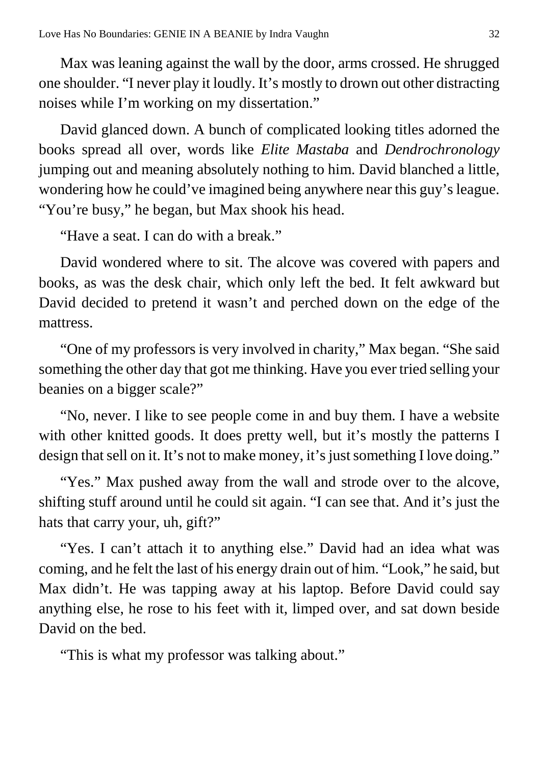Max was leaning against the wall by the door, arms crossed. He shrugged one shoulder. “I never play it loudly. It’s mostly to drown out other distracting noises while I’m working on my dissertation.”

David glanced down. A bunch of complicated looking titles adorned the books spread all over, words like *Elite Mastaba* and *Dendrochronology* jumping out and meaning absolutely nothing to him. David blanched a little, wondering how he could’ve imagined being anywhere near this guy’s league. “You’re busy,” he began, but Max shook his head.

“Have a seat. I can do with a break.”

David wondered where to sit. The alcove was covered with papers and books, as was the desk chair, which only left the bed. It felt awkward but David decided to pretend it wasn’t and perched down on the edge of the mattress.

“One of my professors is very involved in charity,” Max began. “She said something the other day that got me thinking. Have you ever tried selling your beanies on a bigger scale?”

“No, never. I like to see people come in and buy them. I have a website with other knitted goods. It does pretty well, but it’s mostly the patterns I design that sell on it. It’s not to make money, it’s just something I love doing.”

“Yes.” Max pushed away from the wall and strode over to the alcove, shifting stuff around until he could sit again. “I can see that. And it’s just the hats that carry your, uh, gift?”

“Yes. I can’t attach it to anything else.” David had an idea what was coming, and he felt the last of his energy drain out of him. “Look,” he said, but Max didn’t. He was tapping away at his laptop. Before David could say anything else, he rose to his feet with it, limped over, and sat down beside David on the bed.

“This is what my professor was talking about.”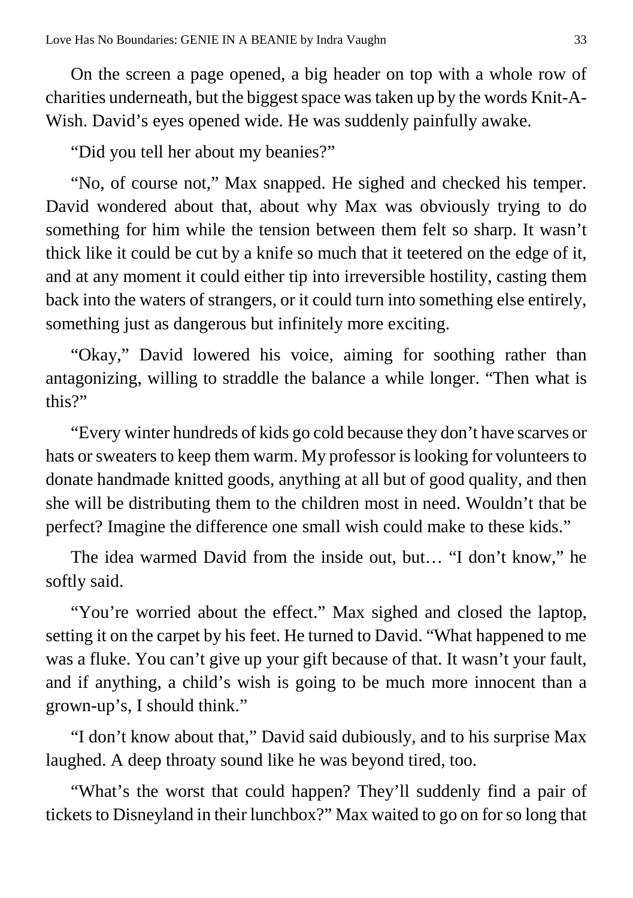On the screen a page opened, a big header on top with a whole row of charities underneath, but the biggest space was taken up by the words Knit-A-Wish. David's eyes opened wide. He was suddenly painfully awake.

"Did you tell her about my beanies?"

"No, of course not," Max snapped. He sighed and checked his temper. David wondered about that, about why Max was obviously trying to do something for him while the tension between them felt so sharp. It wasn't thick like it could be cut by a knife so much that it teetered on the edge of it, and at any moment it could either tip into irreversible hostility, casting them back into the waters of strangers, or it could turn into something else entirely, something just as dangerous but infinitely more exciting.

"Okay," David lowered his voice, aiming for soothing rather than antagonizing, willing to straddle the balance a while longer. "Then what is this?"

"Every winter hundreds of kids go cold because they don't have scarves or hats or sweaters to keep them warm. My professor is looking for volunteers to donate handmade knitted goods, anything at all but of good quality, and then she will be distributing them to the children most in need. Wouldn't that be perfect? Imagine the difference one small wish could make to these kids."

The idea warmed David from the inside out, but… "I don't know," he softly said.

"You're worried about the effect." Max sighed and closed the laptop, setting it on the carpet by his feet. He turned to David. "What happened to me was a fluke. You can't give up your gift because of that. It wasn't your fault, and if anything, a child's wish is going to be much more innocent than a grown-up's, I should think."

"I don't know about that," David said dubiously, and to his surprise Max laughed. A deep throaty sound like he was beyond tired, too.

"What's the worst that could happen? They'll suddenly find a pair of tickets to Disneyland in their lunchbox?" Max waited to go on for so long that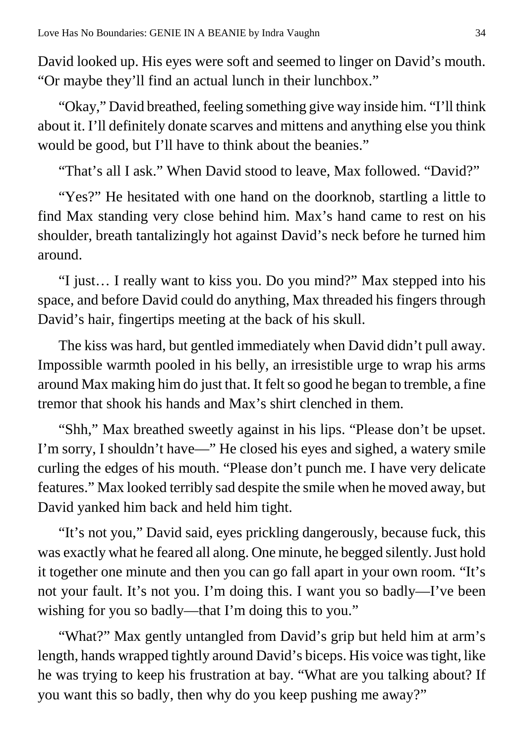David looked up. His eyes were soft and seemed to linger on David's mouth. "Or maybe they'll find an actual lunch in their lunchbox."

"Okay," David breathed, feeling something give way inside him. "I'll think about it. I'll definitely donate scarves and mittens and anything else you think would be good, but I'll have to think about the beanies."

"That's all I ask." When David stood to leave, Max followed. "David?"

"Yes?" He hesitated with one hand on the doorknob, startling a little to find Max standing very close behind him. Max's hand came to rest on his shoulder, breath tantalizingly hot against David's neck before he turned him around.

"I just… I really want to kiss you. Do you mind?" Max stepped into his space, and before David could do anything, Max threaded his fingers through David's hair, fingertips meeting at the back of his skull.

The kiss was hard, but gentled immediately when David didn't pull away. Impossible warmth pooled in his belly, an irresistible urge to wrap his arms around Max making him do just that. It felt so good he began to tremble, a fine tremor that shook his hands and Max's shirt clenched in them.

"Shh," Max breathed sweetly against in his lips. "Please don't be upset. I'm sorry, I shouldn't have—" He closed his eyes and sighed, a watery smile curling the edges of his mouth. "Please don't punch me. I have very delicate features." Max looked terribly sad despite the smile when he moved away, but David yanked him back and held him tight.

"It's not you," David said, eyes prickling dangerously, because fuck, this was exactly what he feared all along. One minute, he begged silently. Just hold it together one minute and then you can go fall apart in your own room. "It's not your fault. It's not you. I'm doing this. I want you so badly—I've been wishing for you so badly—that I'm doing this to you."

"What?" Max gently untangled from David's grip but held him at arm's length, hands wrapped tightly around David's biceps. His voice was tight, like he was trying to keep his frustration at bay. "What are you talking about? If you want this so badly, then why do you keep pushing me away?"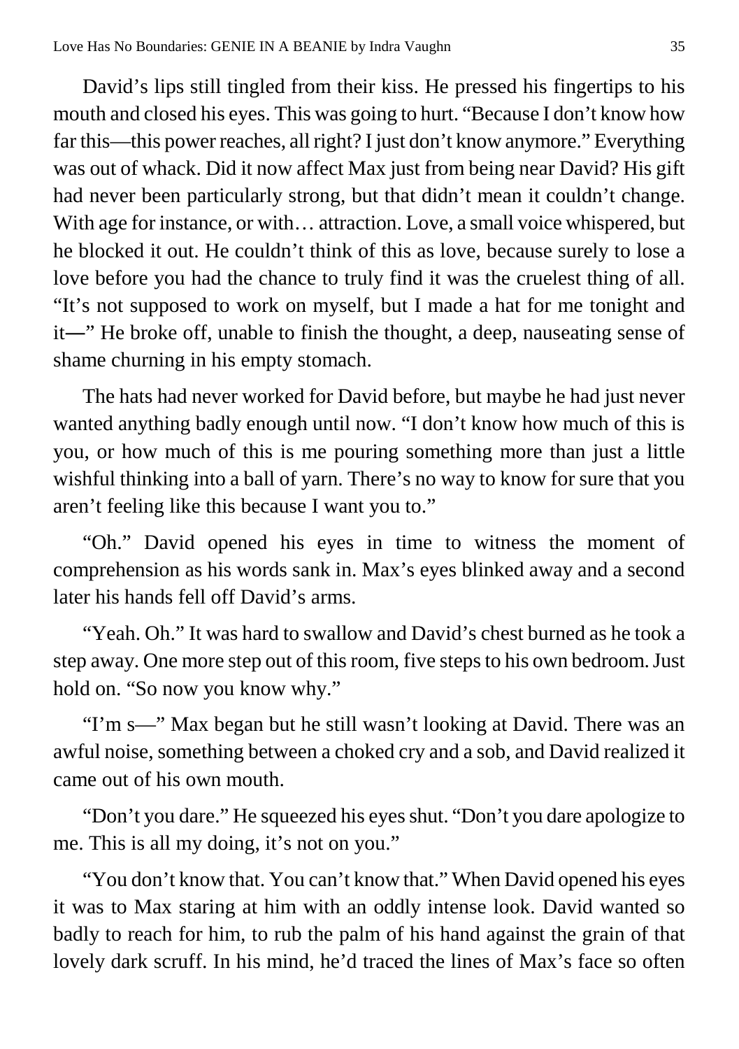David's lips still tingled from their kiss. He pressed his fingertips to his mouth and closed his eyes. This was going to hurt. "Because I don't know how far this—this power reaches, all right? I just don't know anymore." Everything was out of whack. Did it now affect Max just from being near David? His gift had never been particularly strong, but that didn't mean it couldn't change. With age for instance, or with… attraction. Love, a small voice whispered, but he blocked it out. He couldn't think of this as love, because surely to lose a love before you had the chance to truly find it was the cruelest thing of all. "It's not supposed to work on myself, but I made a hat for me tonight and it—" He broke off, unable to finish the thought, a deep, nauseating sense of shame churning in his empty stomach.

The hats had never worked for David before, but maybe he had just never wanted anything badly enough until now. "I don't know how much of this is you, or how much of this is me pouring something more than just a little wishful thinking into a ball of yarn. There's no way to know for sure that you aren't feeling like this because I want you to."

"Oh." David opened his eyes in time to witness the moment of comprehension as his words sank in. Max's eyes blinked away and a second later his hands fell off David's arms.

"Yeah. Oh." It was hard to swallow and David's chest burned as he took a step away. One more step out of this room, five steps to his own bedroom. Just hold on. "So now you know why."

"I'm s—" Max began but he still wasn't looking at David. There was an awful noise, something between a choked cry and a sob, and David realized it came out of his own mouth.

"Don't you dare." He squeezed his eyes shut. "Don't you dare apologize to me. This is all my doing, it's not on you."

"You don't know that. You can't know that." When David opened his eyes it was to Max staring at him with an oddly intense look. David wanted so badly to reach for him, to rub the palm of his hand against the grain of that lovely dark scruff. In his mind, he'd traced the lines of Max's face so often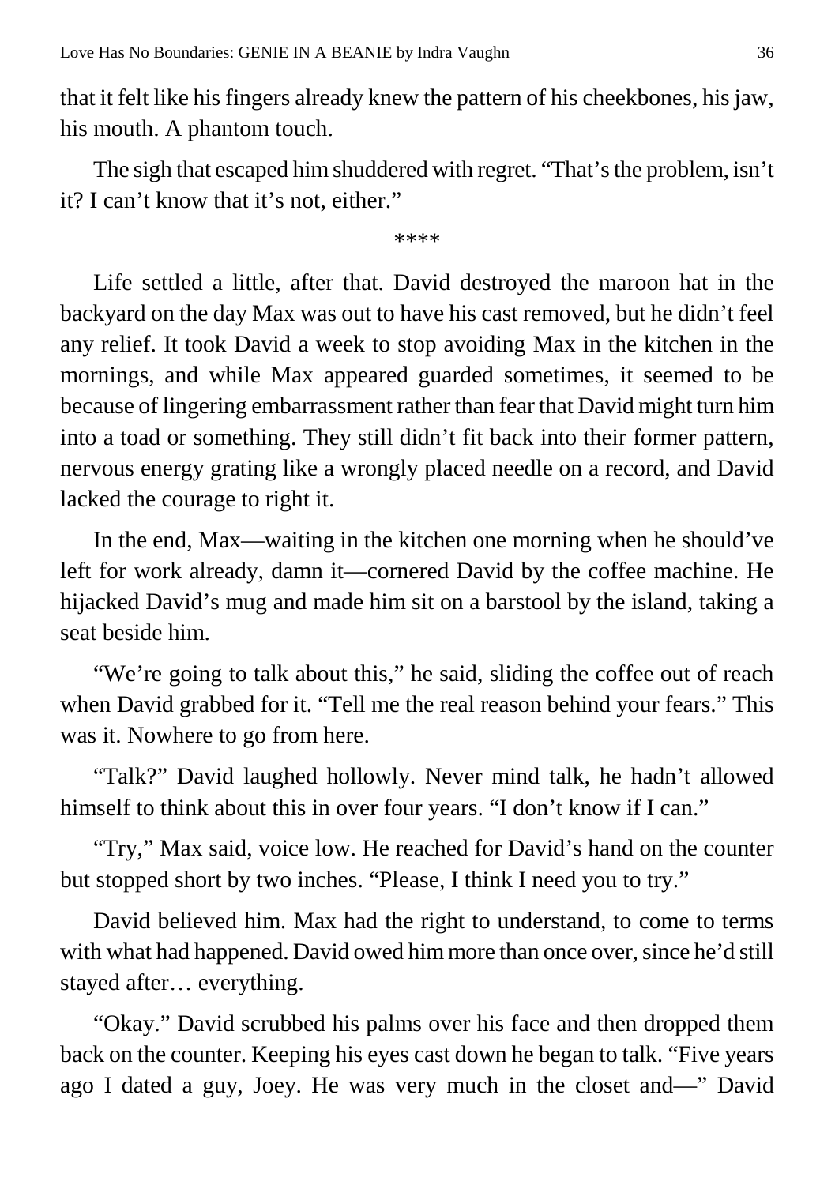that it felt like his fingers already knew the pattern of his cheekbones, his jaw, his mouth. A phantom touch.

The sigh that escaped him shuddered with regret. "That's the problem, isn't it? I can't know that it's not, either."

\*\*\*\*

Life settled a little, after that. David destroyed the maroon hat in the backyard on the day Max was out to have his cast removed, but he didn't feel any relief. It took David a week to stop avoiding Max in the kitchen in the mornings, and while Max appeared guarded sometimes, it seemed to be because of lingering embarrassment rather than fear that David might turn him into a toad or something. They still didn't fit back into their former pattern, nervous energy grating like a wrongly placed needle on a record, and David lacked the courage to right it.

In the end, Max—waiting in the kitchen one morning when he should've left for work already, damn it—cornered David by the coffee machine. He hijacked David's mug and made him sit on a barstool by the island, taking a seat beside him.

"We're going to talk about this," he said, sliding the coffee out of reach when David grabbed for it. "Tell me the real reason behind your fears." This was it. Nowhere to go from here.

"Talk?" David laughed hollowly. Never mind talk, he hadn't allowed himself to think about this in over four years. "I don't know if I can."

"Try," Max said, voice low. He reached for David's hand on the counter but stopped short by two inches. "Please, I think I need you to try."

David believed him. Max had the right to understand, to come to terms with what had happened. David owed him more than once over, since he'd still stayed after… everything.

"Okay." David scrubbed his palms over his face and then dropped them back on the counter. Keeping his eyes cast down he began to talk. "Five years ago I dated a guy, Joey. He was very much in the closet and—" David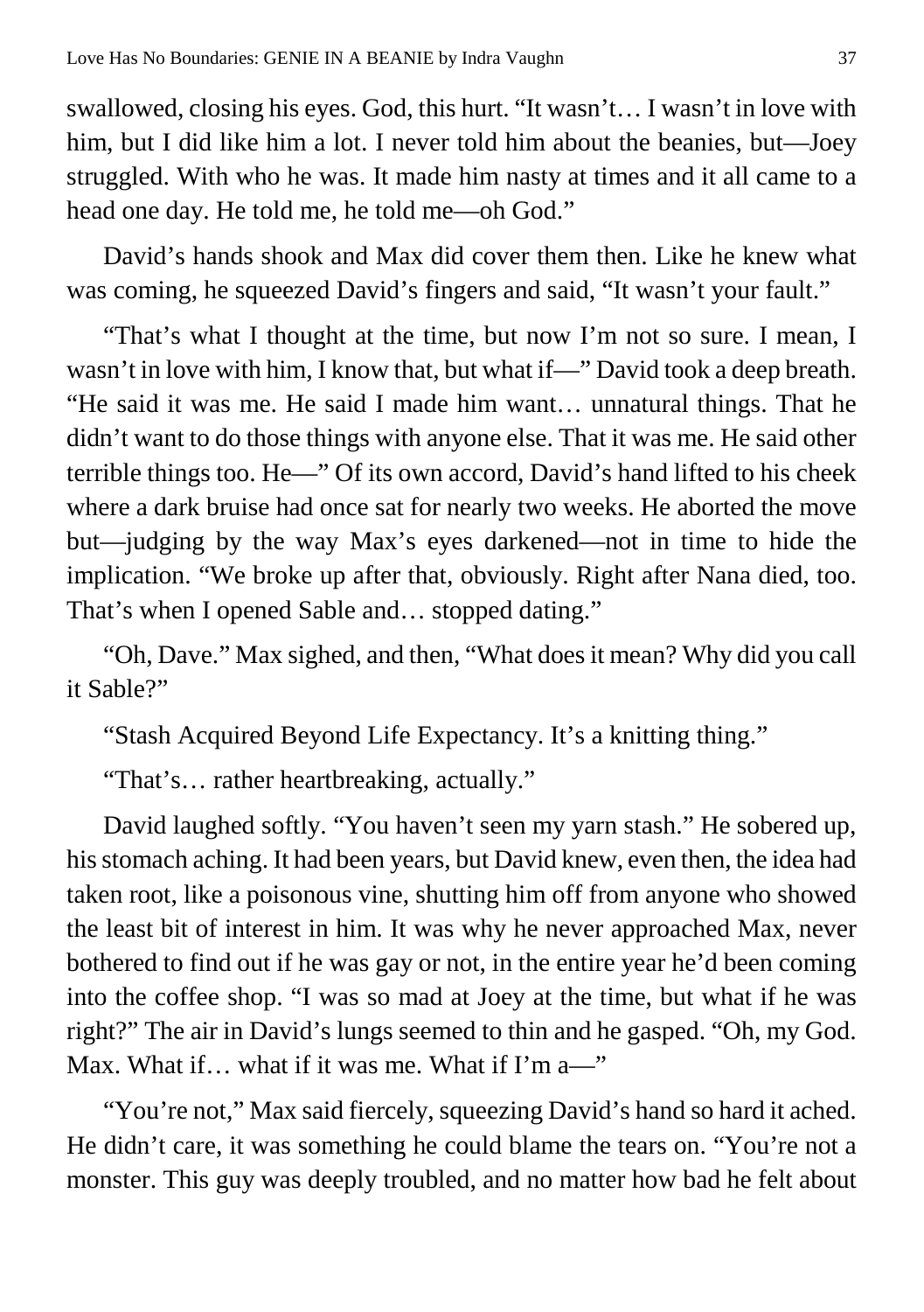swallowed, closing his eyes. God, this hurt. "It wasn't… I wasn't in love with him, but I did like him a lot. I never told him about the beanies, but—Joey struggled. With who he was. It made him nasty at times and it all came to a head one day. He told me, he told me—oh God."

David's hands shook and Max did cover them then. Like he knew what was coming, he squeezed David's fingers and said, "It wasn't your fault."

"That's what I thought at the time, but now I'm not so sure. I mean, I wasn't in love with him, I know that, but what if—" David took a deep breath. "He said it was me. He said I made him want… unnatural things. That he didn't want to do those things with anyone else. That it was me. He said other terrible things too. He—" Of its own accord, David's hand lifted to his cheek where a dark bruise had once sat for nearly two weeks. He aborted the move but—judging by the way Max's eyes darkened—not in time to hide the implication. "We broke up after that, obviously. Right after Nana died, too. That's when I opened Sable and… stopped dating."

"Oh, Dave." Max sighed, and then, "What does it mean? Why did you call it Sable?"

"Stash Acquired Beyond Life Expectancy. It's a knitting thing."

"That's… rather heartbreaking, actually."

David laughed softly. "You haven't seen my yarn stash." He sobered up, his stomach aching. It had been years, but David knew, even then, the idea had taken root, like a poisonous vine, shutting him off from anyone who showed the least bit of interest in him. It was why he never approached Max, never bothered to find out if he was gay or not, in the entire year he'd been coming into the coffee shop. "I was so mad at Joey at the time, but what if he was right?" The air in David's lungs seemed to thin and he gasped. "Oh, my God. Max. What if… what if it was me. What if I'm a—"

"You're not," Max said fiercely, squeezing David's hand so hard it ached. He didn't care, it was something he could blame the tears on. "You're not a monster. This guy was deeply troubled, and no matter how bad he felt about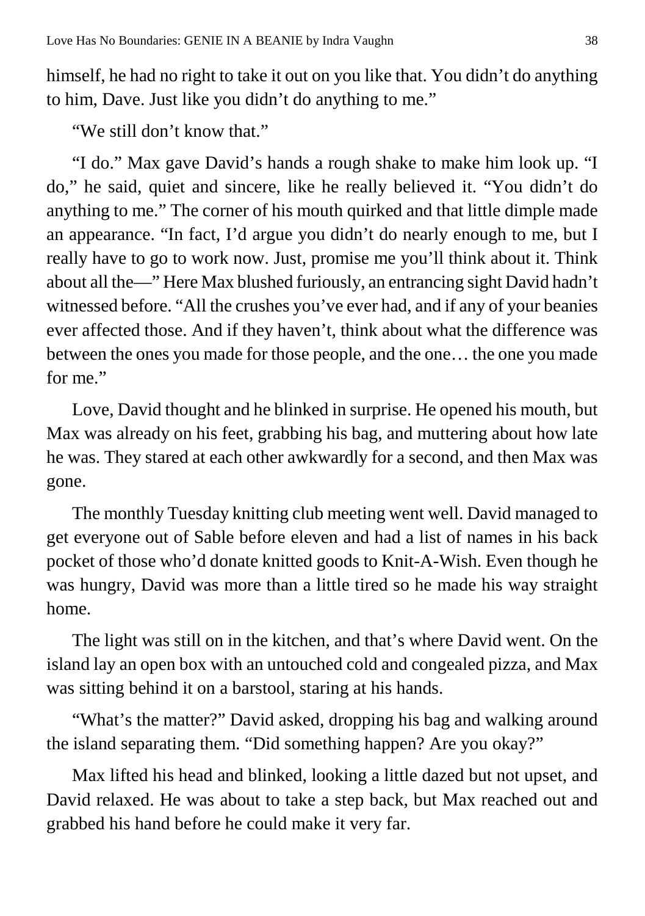himself, he had no right to take it out on you like that. You didn't do anything to him, Dave. Just like you didn't do anything to me."

"We still don't know that."

"I do." Max gave David's hands a rough shake to make him look up. "I do," he said, quiet and sincere, like he really believed it. "You didn't do anything to me." The corner of his mouth quirked and that little dimple made an appearance. "In fact, I'd argue you didn't do nearly enough to me, but I really have to go to work now. Just, promise me you'll think about it. Think about all the—" Here Max blushed furiously, an entrancing sight David hadn't witnessed before. "All the crushes you've ever had, and if any of your beanies ever affected those. And if they haven't, think about what the difference was between the ones you made for those people, and the one… the one you made for me."

Love, David thought and he blinked in surprise. He opened his mouth, but Max was already on his feet, grabbing his bag, and muttering about how late he was. They stared at each other awkwardly for a second, and then Max was gone.

The monthly Tuesday knitting club meeting went well. David managed to get everyone out of Sable before eleven and had a list of names in his back pocket of those who'd donate knitted goods to Knit-A-Wish. Even though he was hungry, David was more than a little tired so he made his way straight home.

The light was still on in the kitchen, and that's where David went. On the island lay an open box with an untouched cold and congealed pizza, and Max was sitting behind it on a barstool, staring at his hands.

"What's the matter?" David asked, dropping his bag and walking around the island separating them. "Did something happen? Are you okay?"

Max lifted his head and blinked, looking a little dazed but not upset, and David relaxed. He was about to take a step back, but Max reached out and grabbed his hand before he could make it very far.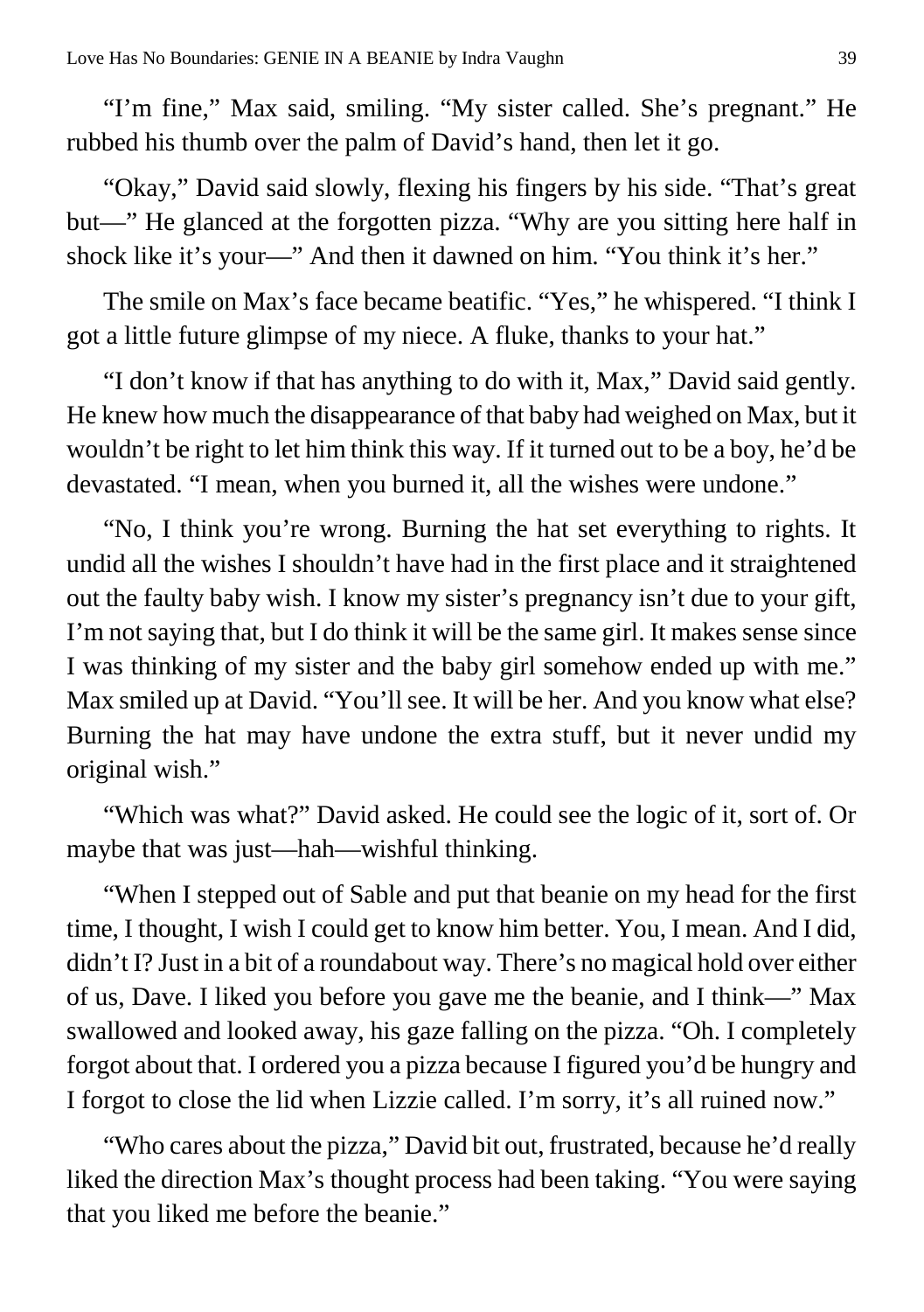"I'm fine," Max said, smiling. "My sister called. She's pregnant." He rubbed his thumb over the palm of David's hand, then let it go.

"Okay," David said slowly, flexing his fingers by his side. "That's great but—" He glanced at the forgotten pizza. "Why are you sitting here half in shock like it's your—" And then it dawned on him. "You think it's her."

The smile on Max's face became beatific. "Yes," he whispered. "I think I got a little future glimpse of my niece. A fluke, thanks to your hat."

"I don't know if that has anything to do with it, Max," David said gently. He knew how much the disappearance of that baby had weighed on Max, but it wouldn't be right to let him think this way. If it turned out to be a boy, he'd be devastated. "I mean, when you burned it, all the wishes were undone."

"No, I think you're wrong. Burning the hat set everything to rights. It undid all the wishes I shouldn't have had in the first place and it straightened out the faulty baby wish. I know my sister's pregnancy isn't due to your gift, I'm not saying that, but I do think it will be the same girl. It makes sense since I was thinking of my sister and the baby girl somehow ended up with me." Max smiled up at David. "You'll see. It will be her. And you know what else? Burning the hat may have undone the extra stuff, but it never undid my original wish."

"Which was what?" David asked. He could see the logic of it, sort of. Or maybe that was just—hah—wishful thinking.

"When I stepped out of Sable and put that beanie on my head for the first time, I thought, I wish I could get to know him better. You, I mean. And I did, didn't I? Just in a bit of a roundabout way. There's no magical hold over either of us, Dave. I liked you before you gave me the beanie, and I think—" Max swallowed and looked away, his gaze falling on the pizza. "Oh. I completely forgot about that. I ordered you a pizza because I figured you'd be hungry and I forgot to close the lid when Lizzie called. I'm sorry, it's all ruined now."

"Who cares about the pizza," David bit out, frustrated, because he'd really liked the direction Max's thought process had been taking. "You were saying that you liked me before the beanie."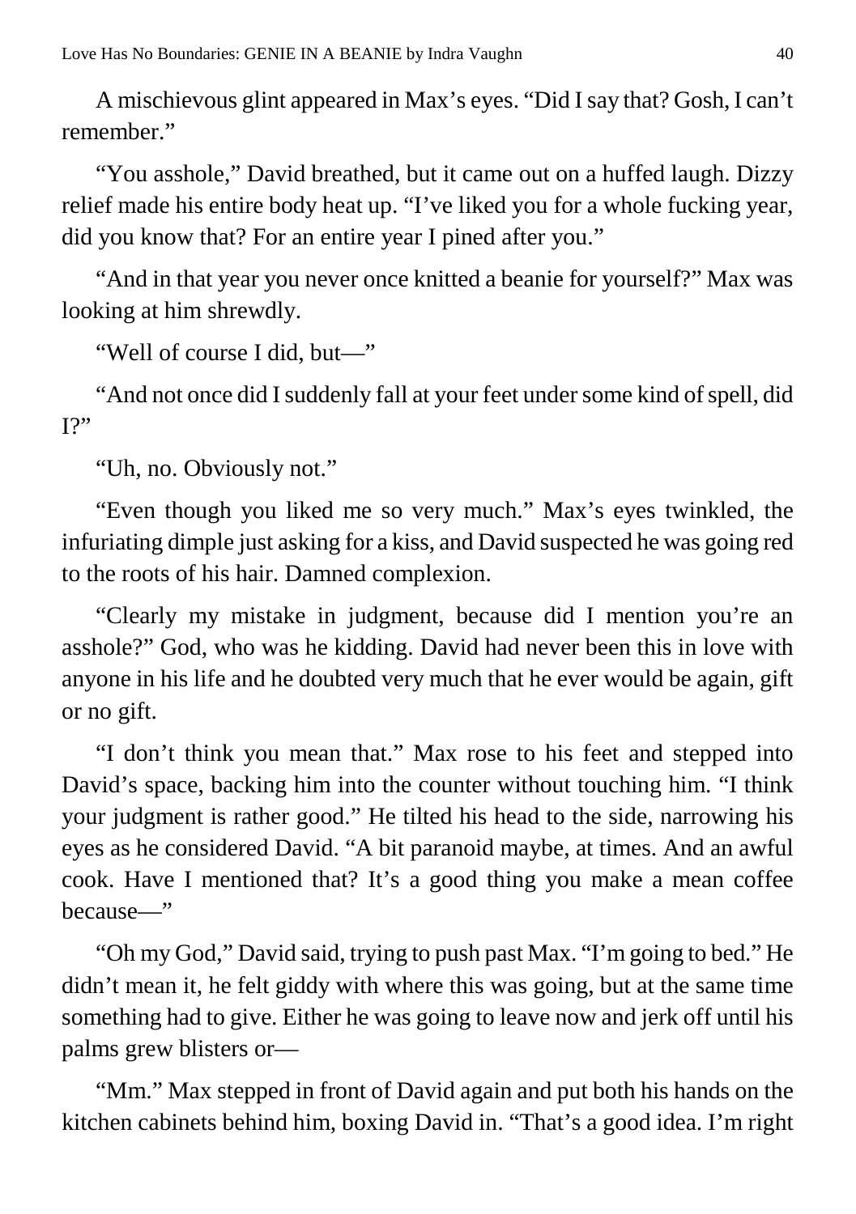A mischievous glint appeared in Max's eyes. "Did I say that? Gosh, I can't remember."

"You asshole," David breathed, but it came out on a huffed laugh. Dizzy relief made his entire body heat up. "I've liked you for a whole fucking year, did you know that? For an entire year I pined after you."

"And in that year you never once knitted a beanie for yourself?" Max was looking at him shrewdly.

"Well of course I did, but—"

"And not once did I suddenly fall at your feet under some kind of spell, did I?"

"Uh, no. Obviously not."

"Even though you liked me so very much." Max's eyes twinkled, the infuriating dimple just asking for a kiss, and David suspected he was going red to the roots of his hair. Damned complexion.

"Clearly my mistake in judgment, because did I mention you're an asshole?" God, who was he kidding. David had never been this in love with anyone in his life and he doubted very much that he ever would be again, gift or no gift.

"I don't think you mean that." Max rose to his feet and stepped into David's space, backing him into the counter without touching him. "I think your judgment is rather good." He tilted his head to the side, narrowing his eyes as he considered David. "A bit paranoid maybe, at times. And an awful cook. Have I mentioned that? It's a good thing you make a mean coffee because—"

"Oh my God," David said, trying to push past Max. "I'm going to bed." He didn't mean it, he felt giddy with where this was going, but at the same time something had to give. Either he was going to leave now and jerk off until his palms grew blisters or—

"Mm." Max stepped in front of David again and put both his hands on the kitchen cabinets behind him, boxing David in. "That's a good idea. I'm right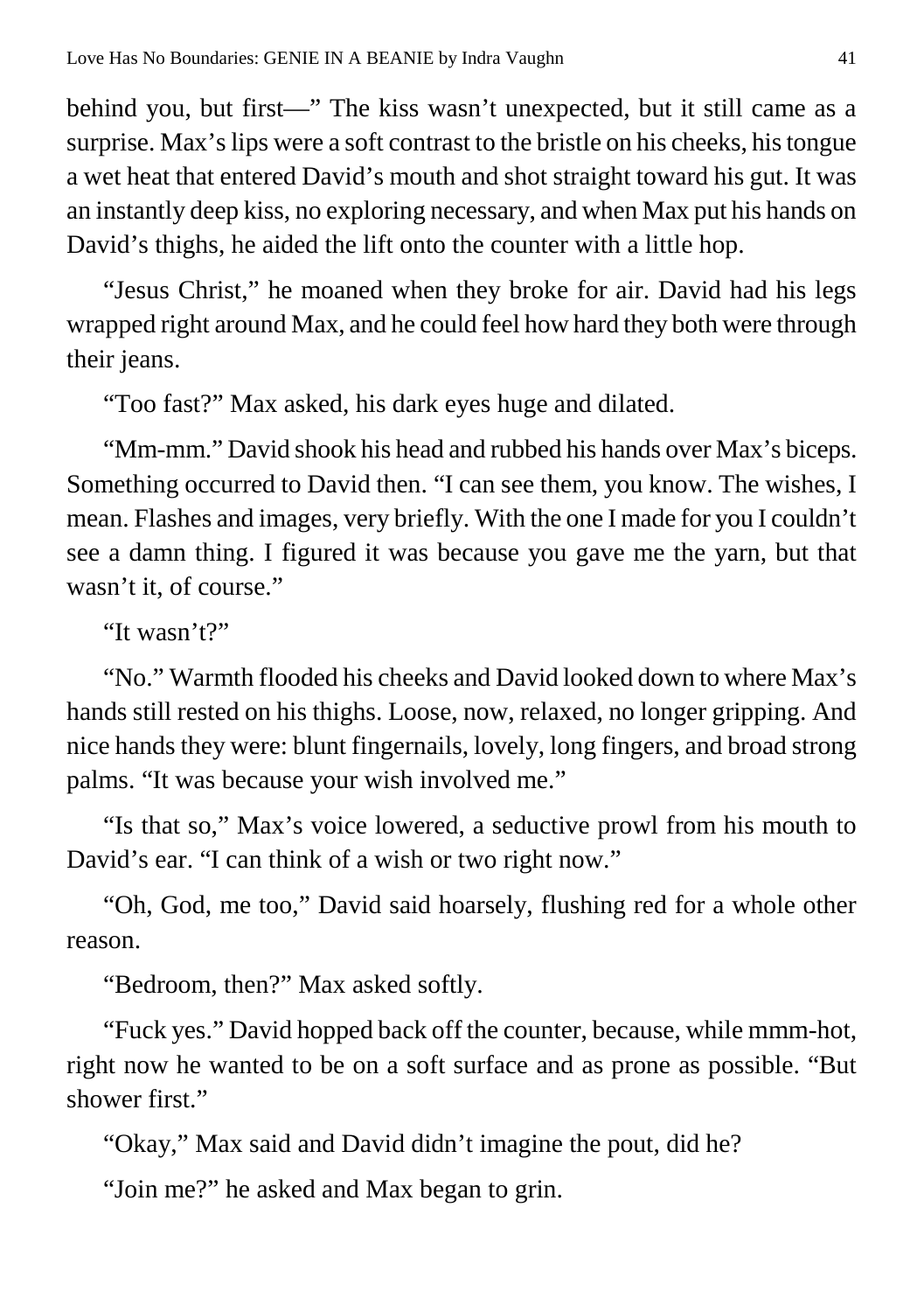behind you, but first—" The kiss wasn't unexpected, but it still came as a surprise. Max's lips were a soft contrast to the bristle on his cheeks, his tongue a wet heat that entered David's mouth and shot straight toward his gut. It was an instantly deep kiss, no exploring necessary, and when Max put his hands on David's thighs, he aided the lift onto the counter with a little hop.

"Jesus Christ," he moaned when they broke for air. David had his legs wrapped right around Max, and he could feel how hard they both were through their jeans.

"Too fast?" Max asked, his dark eyes huge and dilated.

"Mm-mm." David shook his head and rubbed his hands over Max's biceps. Something occurred to David then. "I can see them, you know. The wishes, I mean. Flashes and images, very briefly. With the one I made for you I couldn't see a damn thing. I figured it was because you gave me the yarn, but that wasn't it, of course."

"It wasn't?"

"No." Warmth flooded his cheeks and David looked down to where Max's hands still rested on his thighs. Loose, now, relaxed, no longer gripping. And nice hands they were: blunt fingernails, lovely, long fingers, and broad strong palms. "It was because your wish involved me."

"Is that so," Max's voice lowered, a seductive prowl from his mouth to David's ear. "I can think of a wish or two right now."

"Oh, God, me too," David said hoarsely, flushing red for a whole other reason.

"Bedroom, then?" Max asked softly.

"Fuck yes." David hopped back off the counter, because, while mmm-hot, right now he wanted to be on a soft surface and as prone as possible. "But shower first."

"Okay," Max said and David didn't imagine the pout, did he?

"Join me?" he asked and Max began to grin.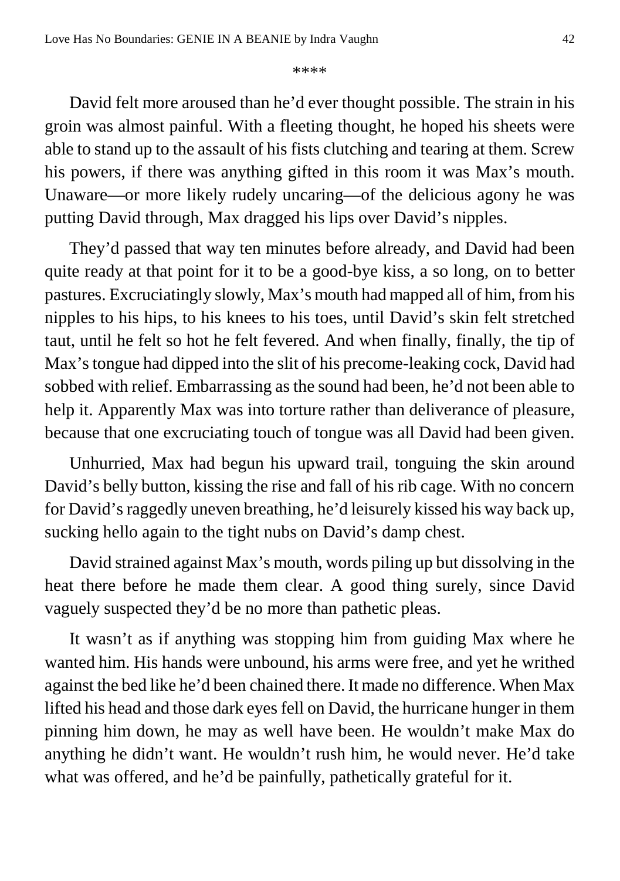****

David felt more aroused than he'd ever thought possible. The strain in his groin was almost painful. With a fleeting thought, he hoped his sheets were able to stand up to the assault of his fists clutching and tearing at them. Screw his powers, if there was anything gifted in this room it was Max's mouth. Unaware—or more likely rudely uncaring—of the delicious agony he was putting David through, Max dragged his lips over David's nipples.

They'd passed that way ten minutes before already, and David had been quite ready at that point for it to be a good-bye kiss, a so long, on to better pastures. Excruciatingly slowly, Max's mouth had mapped all of him, from his nipples to his hips, to his knees to his toes, until David's skin felt stretched taut, until he felt so hot he felt fevered. And when finally, finally, the tip of Max's tongue had dipped into the slit of his precome-leaking cock, David had sobbed with relief. Embarrassing as the sound had been, he'd not been able to help it. Apparently Max was into torture rather than deliverance of pleasure, because that one excruciating touch of tongue was all David had been given.

Unhurried, Max had begun his upward trail, tonguing the skin around David's belly button, kissing the rise and fall of his rib cage. With no concern for David's raggedly uneven breathing, he'd leisurely kissed his way back up, sucking hello again to the tight nubs on David's damp chest.

David strained against Max's mouth, words piling up but dissolving in the heat there before he made them clear. A good thing surely, since David vaguely suspected they'd be no more than pathetic pleas.

It wasn't as if anything was stopping him from guiding Max where he wanted him. His hands were unbound, his arms were free, and yet he writhed against the bed like he'd been chained there. It made no difference. When Max lifted his head and those dark eyes fell on David, the hurricane hunger in them pinning him down, he may as well have been. He wouldn't make Max do anything he didn't want. He wouldn't rush him, he would never. He'd take what was offered, and he'd be painfully, pathetically grateful for it.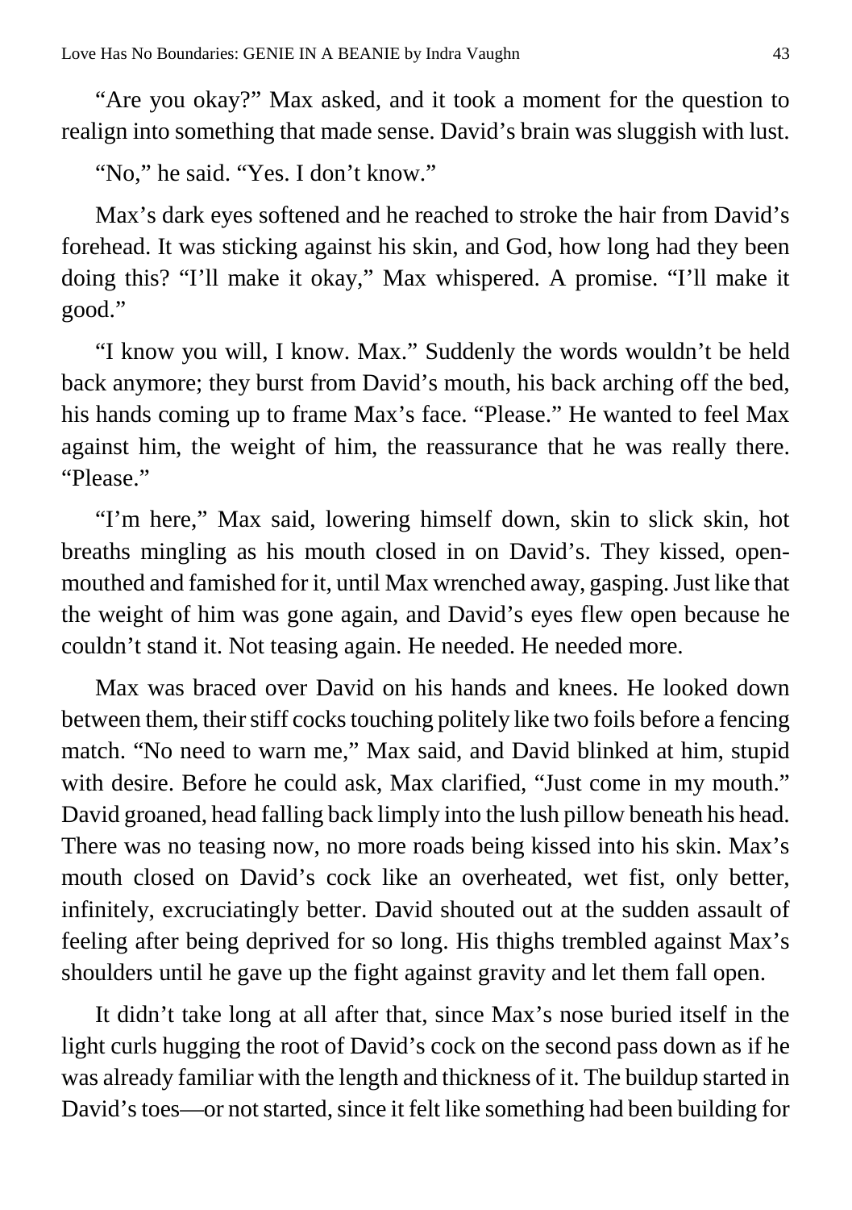"Are you okay?" Max asked, and it took a moment for the question to realign into something that made sense. David's brain was sluggish with lust.

"No," he said. "Yes. I don't know."

Max's dark eyes softened and he reached to stroke the hair from David's forehead. It was sticking against his skin, and God, how long had they been doing this? "I'll make it okay," Max whispered. A promise. "I'll make it good."

"I know you will, I know. Max." Suddenly the words wouldn't be held back anymore; they burst from David's mouth, his back arching off the bed, his hands coming up to frame Max's face. "Please." He wanted to feel Max against him, the weight of him, the reassurance that he was really there. "Please."

"I'm here," Max said, lowering himself down, skin to slick skin, hot breaths mingling as his mouth closed in on David's. They kissed, open-mouthed and famished for it, until Max wrenched away, gasping. Just like that the weight of him was gone again, and David's eyes flew open because he couldn't stand it. Not teasing again. He needed. He needed more.

Max was braced over David on his hands and knees. He looked down between them, their stiff cocks touching politely like two foils before a fencing match. "No need to warn me," Max said, and David blinked at him, stupid with desire. Before he could ask, Max clarified, "Just come in my mouth." David groaned, head falling back limply into the lush pillow beneath his head. There was no teasing now, no more roads being kissed into his skin. Max's mouth closed on David's cock like an overheated, wet fist, only better, infinitely, excruciatingly better. David shouted out at the sudden assault of feeling after being deprived for so long. His thighs trembled against Max's shoulders until he gave up the fight against gravity and let them fall open.

It didn't take long at all after that, since Max's nose buried itself in the light curls hugging the root of David's cock on the second pass down as if he was already familiar with the length and thickness of it. The buildup started in David's toes—or not started, since it felt like something had been building for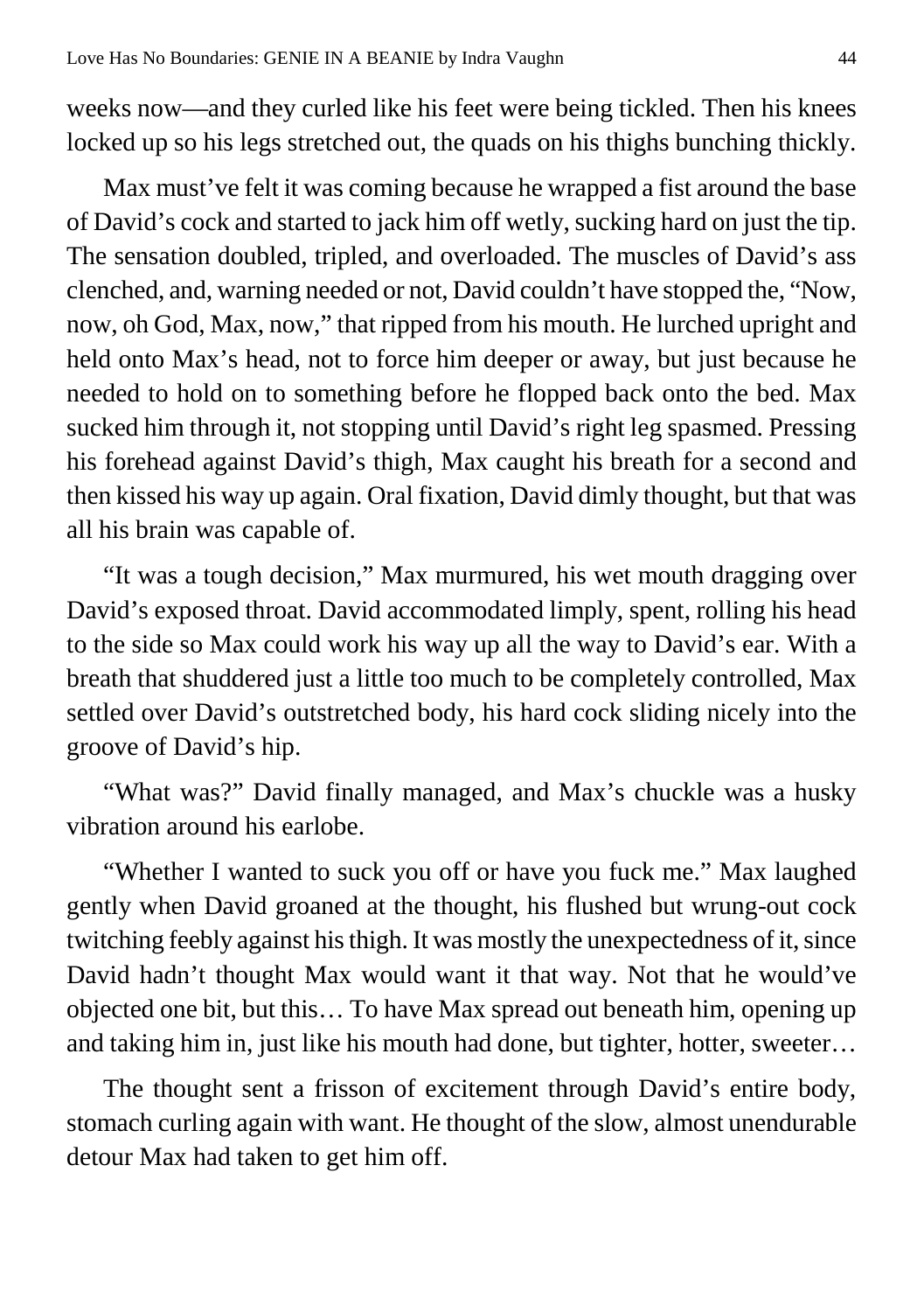weeks now—and they curled like his feet were being tickled. Then his knees locked up so his legs stretched out, the quads on his thighs bunching thickly.

Max must've felt it was coming because he wrapped a fist around the base of David's cock and started to jack him off wetly, sucking hard on just the tip. The sensation doubled, tripled, and overloaded. The muscles of David's ass clenched, and, warning needed or not, David couldn't have stopped the, "Now, now, oh God, Max, now," that ripped from his mouth. He lurched upright and held onto Max's head, not to force him deeper or away, but just because he needed to hold on to something before he flopped back onto the bed. Max sucked him through it, not stopping until David's right leg spasmed. Pressing his forehead against David's thigh, Max caught his breath for a second and then kissed his way up again. Oral fixation, David dimly thought, but that was all his brain was capable of.

"It was a tough decision," Max murmured, his wet mouth dragging over David's exposed throat. David accommodated limply, spent, rolling his head to the side so Max could work his way up all the way to David's ear. With a breath that shuddered just a little too much to be completely controlled, Max settled over David's outstretched body, his hard cock sliding nicely into the groove of David's hip.

"What was?" David finally managed, and Max's chuckle was a husky vibration around his earlobe.

"Whether I wanted to suck you off or have you fuck me." Max laughed gently when David groaned at the thought, his flushed but wrung-out cock twitching feebly against his thigh. It was mostly the unexpectedness of it, since David hadn't thought Max would want it that way. Not that he would've objected one bit, but this… To have Max spread out beneath him, opening up and taking him in, just like his mouth had done, but tighter, hotter, sweeter…

The thought sent a frisson of excitement through David's entire body, stomach curling again with want. He thought of the slow, almost unendurable detour Max had taken to get him off.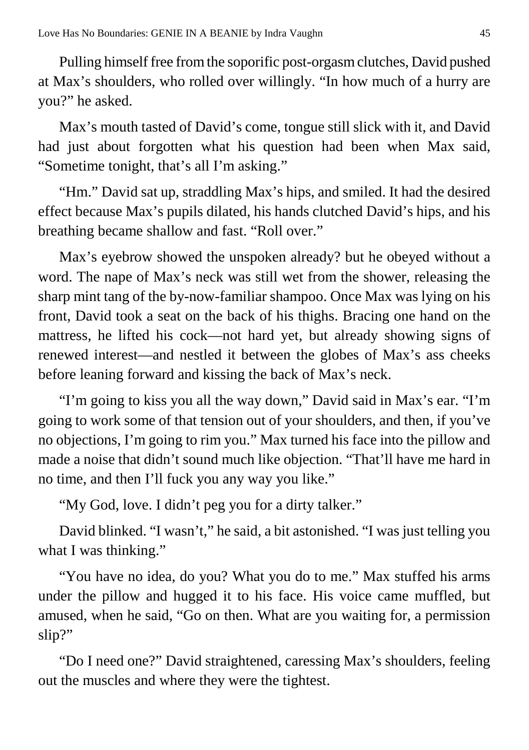Pulling himself free from the soporific post-orgasm clutches, David pushed at Max's shoulders, who rolled over willingly. "In how much of a hurry are you?" he asked.

Max's mouth tasted of David's come, tongue still slick with it, and David had just about forgotten what his question had been when Max said, "Sometime tonight, that's all I'm asking."

"Hm." David sat up, straddling Max's hips, and smiled. It had the desired effect because Max's pupils dilated, his hands clutched David's hips, and his breathing became shallow and fast. "Roll over."

Max's eyebrow showed the unspoken already? but he obeyed without a word. The nape of Max's neck was still wet from the shower, releasing the sharp mint tang of the by-now-familiar shampoo. Once Max was lying on his front, David took a seat on the back of his thighs. Bracing one hand on the mattress, he lifted his cock—not hard yet, but already showing signs of renewed interest—and nestled it between the globes of Max's ass cheeks before leaning forward and kissing the back of Max's neck.

"I'm going to kiss you all the way down," David said in Max's ear. "I'm going to work some of that tension out of your shoulders, and then, if you've no objections, I'm going to rim you." Max turned his face into the pillow and made a noise that didn't sound much like objection. "That'll have me hard in no time, and then I'll fuck you any way you like."

"My God, love. I didn't peg you for a dirty talker."

David blinked. "I wasn't," he said, a bit astonished. "I was just telling you what I was thinking."

"You have no idea, do you? What you do to me." Max stuffed his arms under the pillow and hugged it to his face. His voice came muffled, but amused, when he said, "Go on then. What are you waiting for, a permission slip?"

"Do I need one?" David straightened, caressing Max's shoulders, feeling out the muscles and where they were the tightest.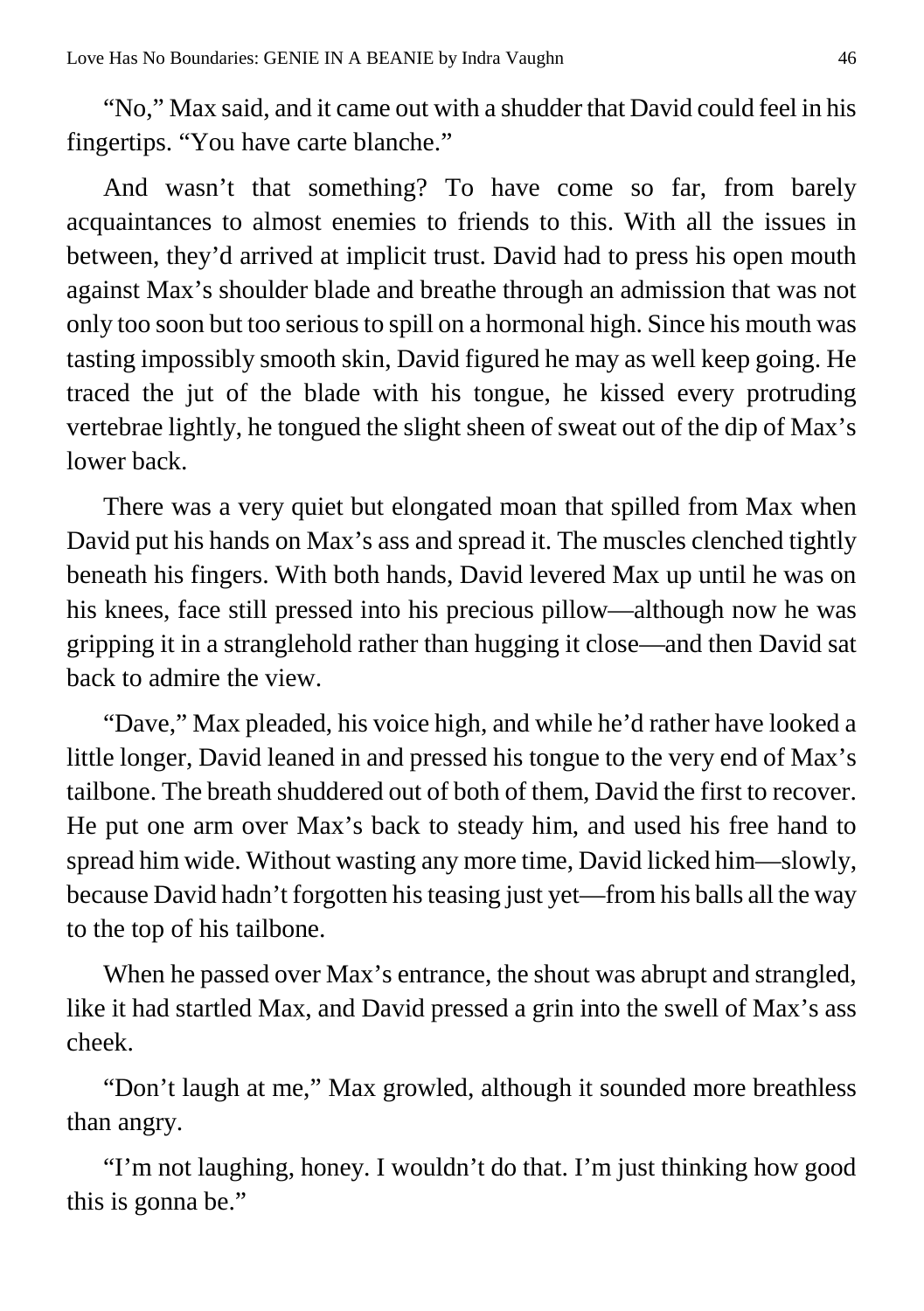"No," Max said, and it came out with a shudder that David could feel in his fingertips. "You have carte blanche."

And wasn't that something? To have come so far, from barely acquaintances to almost enemies to friends to this. With all the issues in between, they'd arrived at implicit trust. David had to press his open mouth against Max's shoulder blade and breathe through an admission that was not only too soon but too serious to spill on a hormonal high. Since his mouth was tasting impossibly smooth skin, David figured he may as well keep going. He traced the jut of the blade with his tongue, he kissed every protruding vertebrae lightly, he tongued the slight sheen of sweat out of the dip of Max's lower back.

There was a very quiet but elongated moan that spilled from Max when David put his hands on Max's ass and spread it. The muscles clenched tightly beneath his fingers. With both hands, David levered Max up until he was on his knees, face still pressed into his precious pillow—although now he was gripping it in a stranglehold rather than hugging it close—and then David sat back to admire the view.

"Dave," Max pleaded, his voice high, and while he'd rather have looked a little longer, David leaned in and pressed his tongue to the very end of Max's tailbone. The breath shuddered out of both of them, David the first to recover. He put one arm over Max's back to steady him, and used his free hand to spread him wide. Without wasting any more time, David licked him—slowly, because David hadn't forgotten his teasing just yet—from his balls all the way to the top of his tailbone.

When he passed over Max's entrance, the shout was abrupt and strangled, like it had startled Max, and David pressed a grin into the swell of Max's ass cheek.

"Don't laugh at me," Max growled, although it sounded more breathless than angry.

"I'm not laughing, honey. I wouldn't do that. I'm just thinking how good this is gonna be."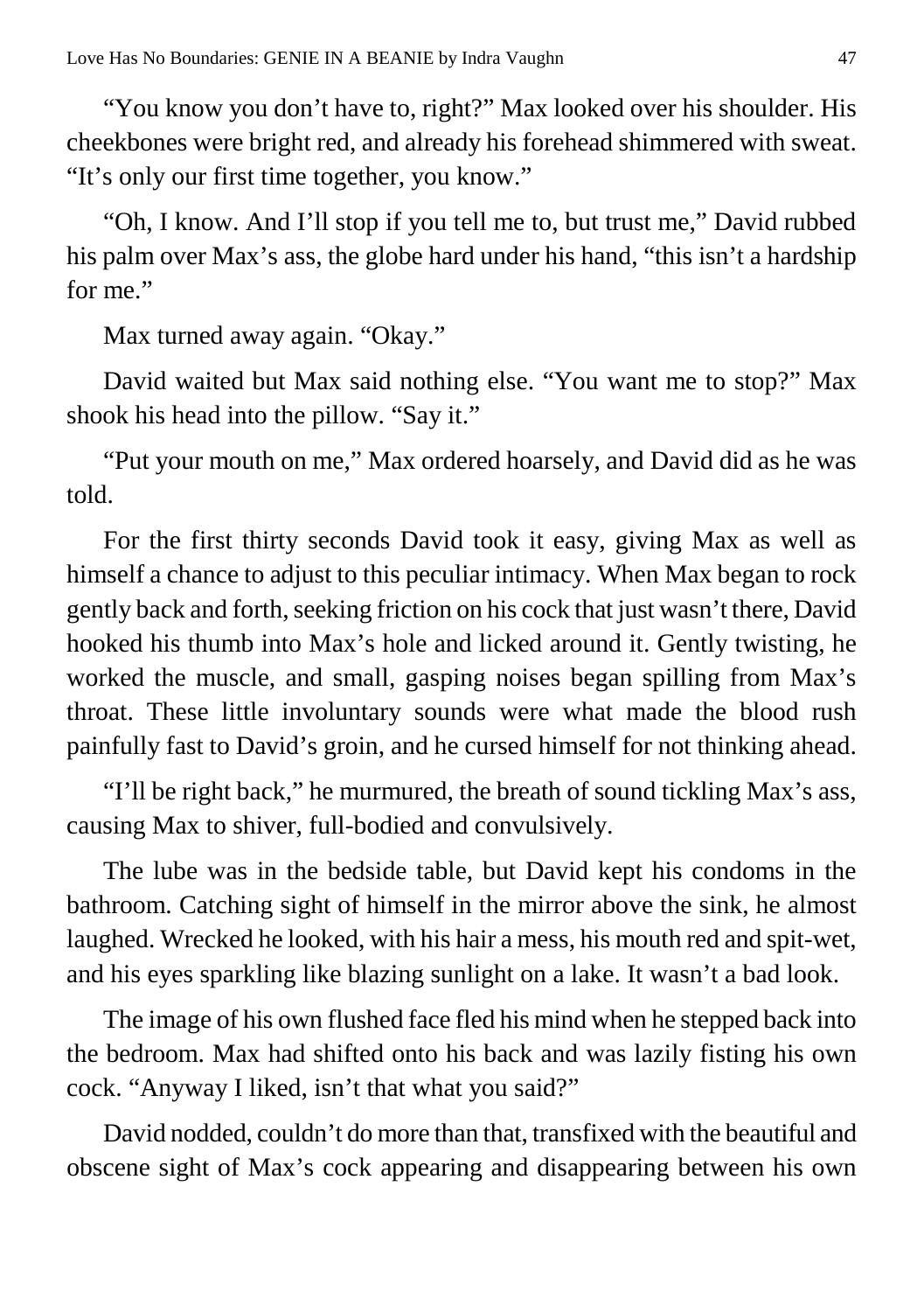"You know you don't have to, right?" Max looked over his shoulder. His cheekbones were bright red, and already his forehead shimmered with sweat. "It's only our first time together, you know."

"Oh, I know. And I'll stop if you tell me to, but trust me," David rubbed his palm over Max's ass, the globe hard under his hand, "this isn't a hardship for me."

Max turned away again. "Okay."

David waited but Max said nothing else. "You want me to stop?" Max shook his head into the pillow. "Say it."

"Put your mouth on me," Max ordered hoarsely, and David did as he was told.

For the first thirty seconds David took it easy, giving Max as well as himself a chance to adjust to this peculiar intimacy. When Max began to rock gently back and forth, seeking friction on his cock that just wasn't there, David hooked his thumb into Max's hole and licked around it. Gently twisting, he worked the muscle, and small, gasping noises began spilling from Max's throat. These little involuntary sounds were what made the blood rush painfully fast to David's groin, and he cursed himself for not thinking ahead.

"I'll be right back," he murmured, the breath of sound tickling Max's ass, causing Max to shiver, full-bodied and convulsively.

The lube was in the bedside table, but David kept his condoms in the bathroom. Catching sight of himself in the mirror above the sink, he almost laughed. Wrecked he looked, with his hair a mess, his mouth red and spit-wet, and his eyes sparkling like blazing sunlight on a lake. It wasn't a bad look.

The image of his own flushed face fled his mind when he stepped back into the bedroom. Max had shifted onto his back and was lazily fisting his own cock. "Anyway I liked, isn't that what you said?"

David nodded, couldn't do more than that, transfixed with the beautiful and obscene sight of Max's cock appearing and disappearing between his own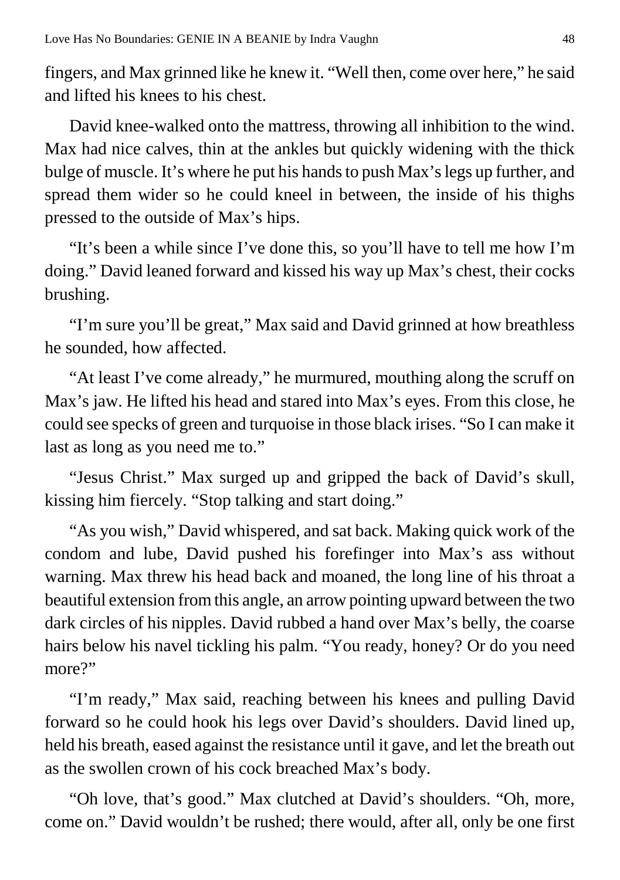fingers, and Max grinned like he knew it. "Well then, come over here," he said and lifted his knees to his chest.

David knee-walked onto the mattress, throwing all inhibition to the wind. Max had nice calves, thin at the ankles but quickly widening with the thick bulge of muscle. It's where he put his hands to push Max's legs up further, and spread them wider so he could kneel in between, the inside of his thighs pressed to the outside of Max's hips.

"It's been a while since I've done this, so you'll have to tell me how I'm doing." David leaned forward and kissed his way up Max's chest, their cocks brushing.

"I'm sure you'll be great," Max said and David grinned at how breathless he sounded, how affected.

"At least I've come already," he murmured, mouthing along the scruff on Max's jaw. He lifted his head and stared into Max's eyes. From this close, he could see specks of green and turquoise in those black irises. "So I can make it last as long as you need me to."

"Jesus Christ." Max surged up and gripped the back of David's skull, kissing him fiercely. "Stop talking and start doing."

"As you wish," David whispered, and sat back. Making quick work of the condom and lube, David pushed his forefinger into Max's ass without warning. Max threw his head back and moaned, the long line of his throat a beautiful extension from this angle, an arrow pointing upward between the two dark circles of his nipples. David rubbed a hand over Max's belly, the coarse hairs below his navel tickling his palm. "You ready, honey? Or do you need more?"

"I'm ready," Max said, reaching between his knees and pulling David forward so he could hook his legs over David's shoulders. David lined up, held his breath, eased against the resistance until it gave, and let the breath out as the swollen crown of his cock breached Max's body.

"Oh love, that's good." Max clutched at David's shoulders. "Oh, more, come on." David wouldn't be rushed; there would, after all, only be one first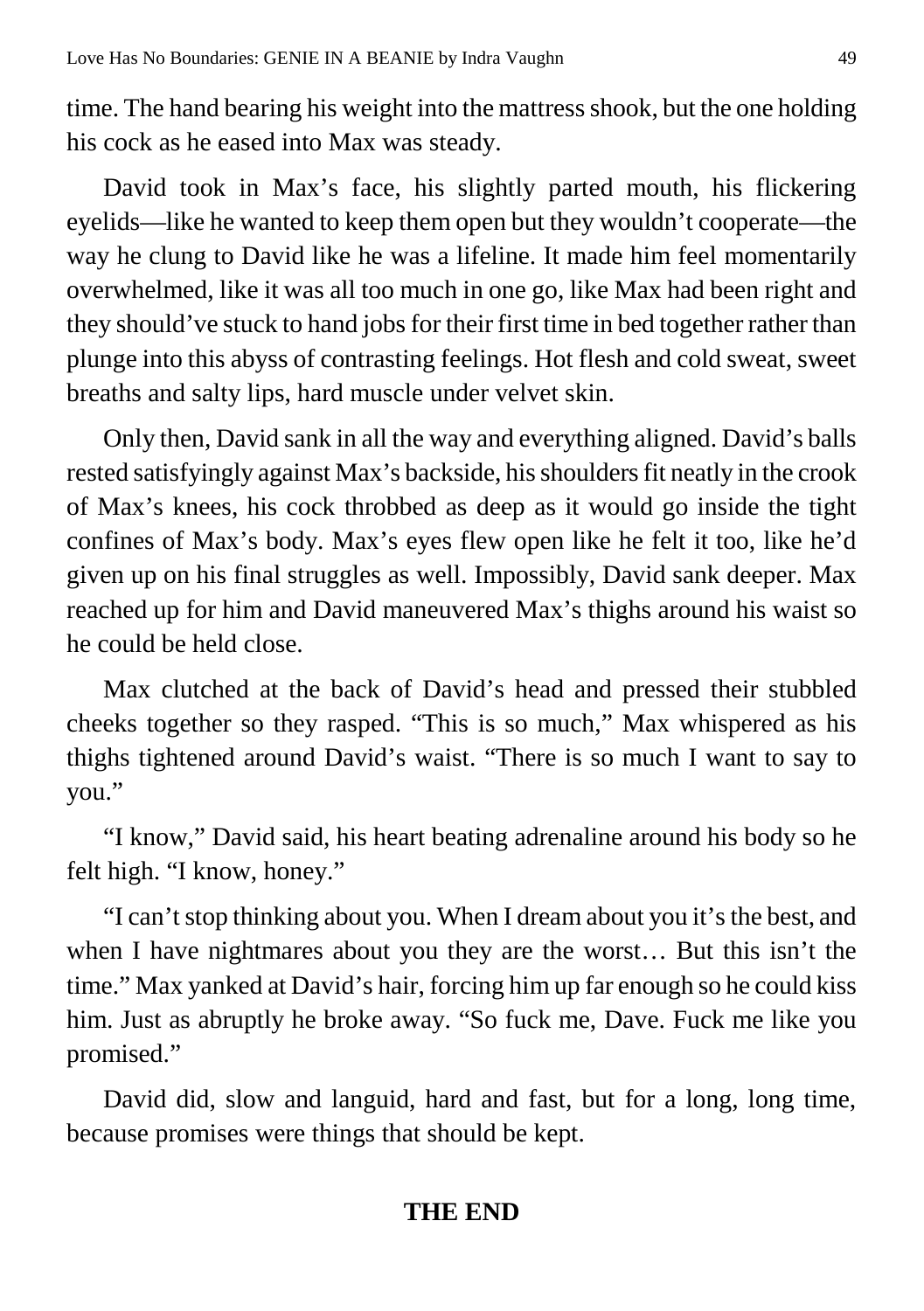time. The hand bearing his weight into the mattress shook, but the one holding his cock as he eased into Max was steady.

David took in Max's face, his slightly parted mouth, his flickering eyelids—like he wanted to keep them open but they wouldn't cooperate—the way he clung to David like he was a lifeline. It made him feel momentarily overwhelmed, like it was all too much in one go, like Max had been right and they should've stuck to hand jobs for their first time in bed together rather than plunge into this abyss of contrasting feelings. Hot flesh and cold sweat, sweet breaths and salty lips, hard muscle under velvet skin.

Only then, David sank in all the way and everything aligned. David's balls rested satisfyingly against Max's backside, his shoulders fit neatly in the crook of Max's knees, his cock throbbed as deep as it would go inside the tight confines of Max's body. Max's eyes flew open like he felt it too, like he'd given up on his final struggles as well. Impossibly, David sank deeper. Max reached up for him and David maneuvered Max's thighs around his waist so he could be held close.

Max clutched at the back of David's head and pressed their stubbled cheeks together so they rasped. "This is so much," Max whispered as his thighs tightened around David's waist. "There is so much I want to say to you."

"I know," David said, his heart beating adrenaline around his body so he felt high. "I know, honey."

"I can't stop thinking about you. When I dream about you it's the best, and when I have nightmares about you they are the worst… But this isn't the time." Max yanked at David's hair, forcing him up far enough so he could kiss him. Just as abruptly he broke away. "So fuck me, Dave. Fuck me like you promised."

David did, slow and languid, hard and fast, but for a long, long time, because promises were things that should be kept.

**THE END**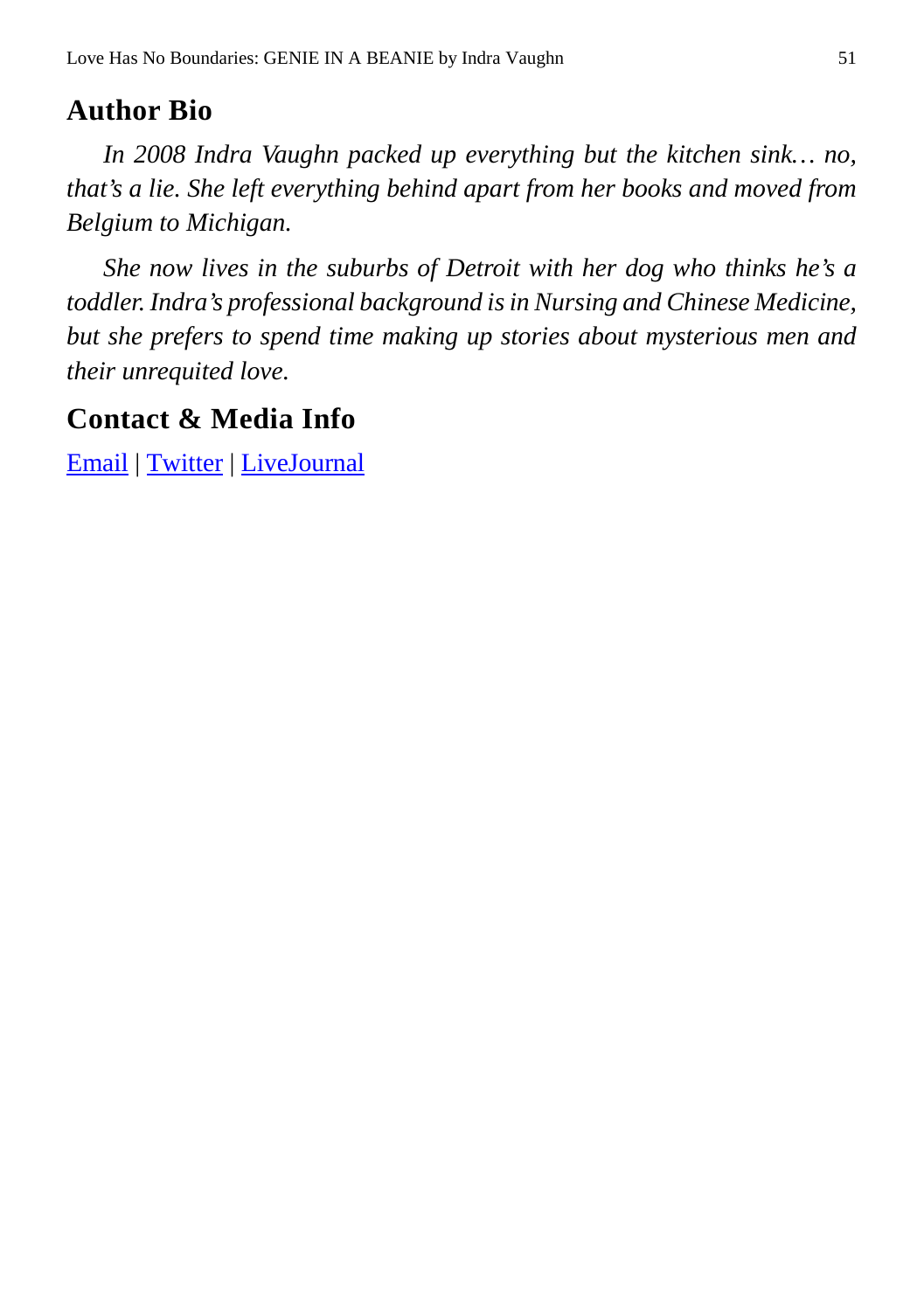## Author Bio

*In 2008 Indra Vaughn packed up everything but the kitchen sink… no, that's a lie. She left everything behind apart from her books and moved from Belgium to Michigan.*

*She now lives in the suburbs of Detroit with her dog who thinks he's a toddler. Indra's professional background is in Nursing and Chinese Medicine, but she prefers to spend time making up stories about mysterious men and their unrequited love.*

## Contact & Media Info

Email | Twitter | LiveJournal